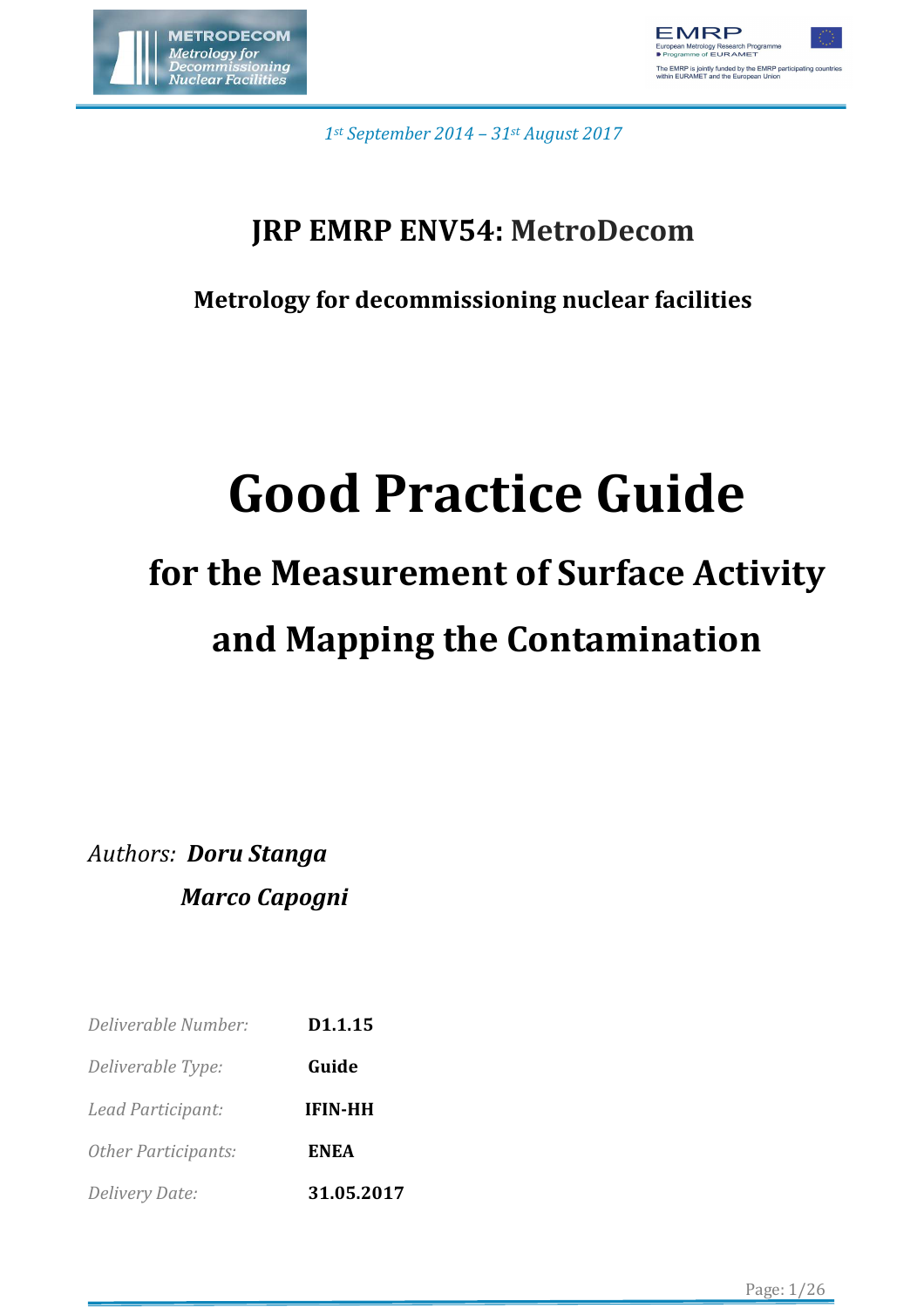*1st September 2014 – 31st August 2017*

## JRP EMRP ENV54: MetroDecom

**Metrology for decommissioning nuclear facilities**

# Good Practice Guide

## for the Measurement of Surface Activity and Mapping the Contamination

*Authors:* ***Doru Stanga***
***Marco Capogni***

| | |
|---|---|
| *Deliverable Number:* | **D1.1.15** |
| *Deliverable Type:* | **Guide** |
| *Lead Participant:* | **IFIN-HH** |
| *Other Participants:* | **ENEA** |
| *Delivery Date:* | **31.05.2017** |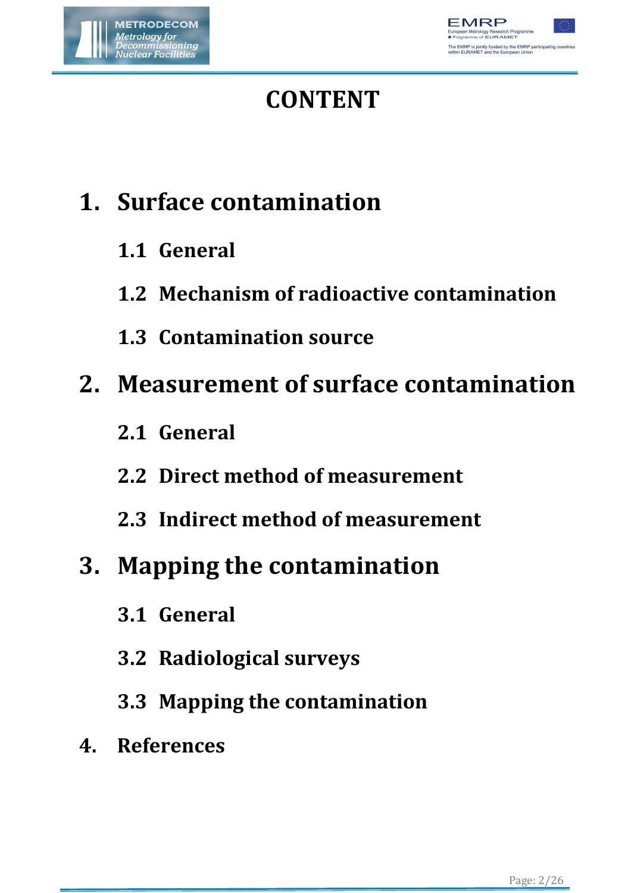# CONTENT

## 1. Surface contamination

### 1.1 General

### 1.2 Mechanism of radioactive contamination

### 1.3 Contamination source

## 2. Measurement of surface contamination

### 2.1 General

### 2.2 Direct method of measurement

### 2.3 Indirect method of measurement

## 3. Mapping the contamination

### 3.1 General

### 3.2 Radiological surveys

### 3.3 Mapping the contamination

## 4. References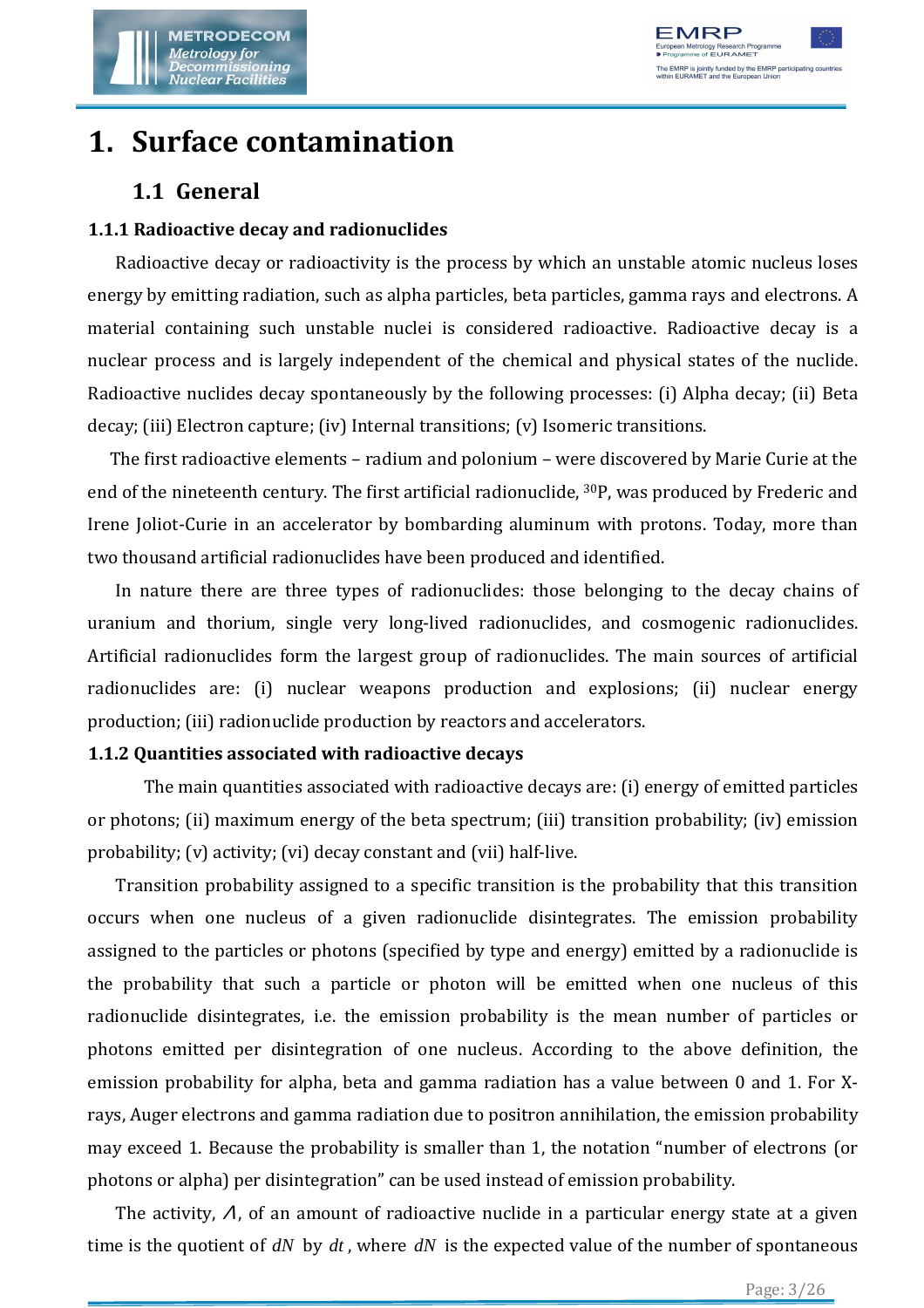# 1. Surface contamination

## 1.1 General

### 1.1.1 Radioactive decay and radionuclides

Radioactive decay or radioactivity is the process by which an unstable atomic nucleus loses energy by emitting radiation, such as alpha particles, beta particles, gamma rays and electrons. A material containing such unstable nuclei is considered radioactive. Radioactive decay is a nuclear process and is largely independent of the chemical and physical states of the nuclide. Radioactive nuclides decay spontaneously by the following processes: (i) Alpha decay; (ii) Beta decay; (iii) Electron capture; (iv) Internal transitions; (v) Isomeric transitions.

The first radioactive elements – radium and polonium – were discovered by Marie Curie at the end of the nineteenth century. The first artificial radionuclide, $^{30}P$, was produced by Frederic and Irene Joliot-Curie in an accelerator by bombarding aluminum with protons. Today, more than two thousand artificial radionuclides have been produced and identified.

In nature there are three types of radionuclides: those belonging to the decay chains of uranium and thorium, single very long-lived radionuclides, and cosmogenic radionuclides. Artificial radionuclides form the largest group of radionuclides. The main sources of artificial radionuclides are: (i) nuclear weapons production and explosions; (ii) nuclear energy production; (iii) radionuclide production by reactors and accelerators.

### 1.1.2 Quantities associated with radioactive decays

The main quantities associated with radioactive decays are: (i) energy of emitted particles or photons; (ii) maximum energy of the beta spectrum; (iii) transition probability; (iv) emission probability; (v) activity; (vi) decay constant and (vii) half-live.

Transition probability assigned to a specific transition is the probability that this transition occurs when one nucleus of a given radionuclide disintegrates. The emission probability assigned to the particles or photons (specified by type and energy) emitted by a radionuclide is the probability that such a particle or photon will be emitted when one nucleus of this radionuclide disintegrates, i.e. the emission probability is the mean number of particles or photons emitted per disintegration of one nucleus. According to the above definition, the emission probability for alpha, beta and gamma radiation has a value between 0 and 1. For X-rays, Auger electrons and gamma radiation due to positron annihilation, the emission probability may exceed 1. Because the probability is smaller than 1, the notation "number of electrons (or photons or alpha) per disintegration" can be used instead of emission probability.

The activity, $A$, of an amount of radioactive nuclide in a particular energy state at a given time is the quotient of $dN$ by $dt$, where $dN$ is the expected value of the number of spontaneous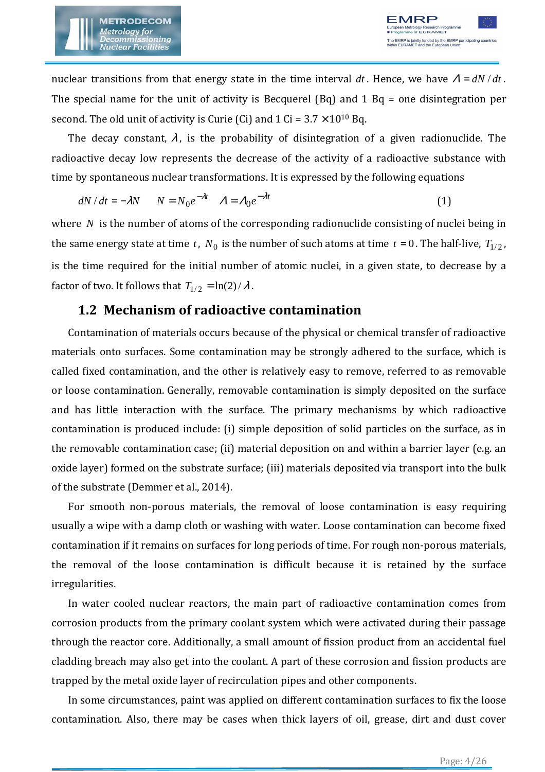nuclear transitions from that energy state in the time interval $dt$. Hence, we have $\Lambda = dN/dt$. The special name for the unit of activity is Becquerel (Bq) and 1 Bq = one disintegration per second. The old unit of activity is Curie (Ci) and 1 Ci = 3.7 $\times 10^{10}$ Bq.

The decay constant, $\lambda$, is the probability of disintegration of a given radionuclide. The radioactive decay low represents the decrease of the activity of a radioactive substance with time by spontaneous nuclear transformations. It is expressed by the following equations

$$dN/dt = -\lambda N \qquad N = N_0 e^{-\lambda t} \quad \Lambda = \Lambda_0 e^{-\lambda t} \tag{1}$$

where $N$ is the number of atoms of the corresponding radionuclide consisting of nuclei being in the same energy state at time $t$, $N_0$ is the number of such atoms at time $t = 0$. The half-live, $T_{1/2}$, is the time required for the initial number of atomic nuclei, in a given state, to decrease by a factor of two. It follows that $T_{1/2} = \ln(2)/\lambda$.

## 1.2 Mechanism of radioactive contamination

Contamination of materials occurs because of the physical or chemical transfer of radioactive materials onto surfaces. Some contamination may be strongly adhered to the surface, which is called fixed contamination, and the other is relatively easy to remove, referred to as removable or loose contamination. Generally, removable contamination is simply deposited on the surface and has little interaction with the surface. The primary mechanisms by which radioactive contamination is produced include: (i) simple deposition of solid particles on the surface, as in the removable contamination case; (ii) material deposition on and within a barrier layer (e.g. an oxide layer) formed on the substrate surface; (iii) materials deposited via transport into the bulk of the substrate (Demmer et al., 2014).

For smooth non-porous materials, the removal of loose contamination is easy requiring usually a wipe with a damp cloth or washing with water. Loose contamination can become fixed contamination if it remains on surfaces for long periods of time. For rough non-porous materials, the removal of the loose contamination is difficult because it is retained by the surface irregularities.

In water cooled nuclear reactors, the main part of radioactive contamination comes from corrosion products from the primary coolant system which were activated during their passage through the reactor core. Additionally, a small amount of fission product from an accidental fuel cladding breach may also get into the coolant. A part of these corrosion and fission products are trapped by the metal oxide layer of recirculation pipes and other components.

In some circumstances, paint was applied on different contamination surfaces to fix the loose contamination. Also, there may be cases when thick layers of oil, grease, dirt and dust cover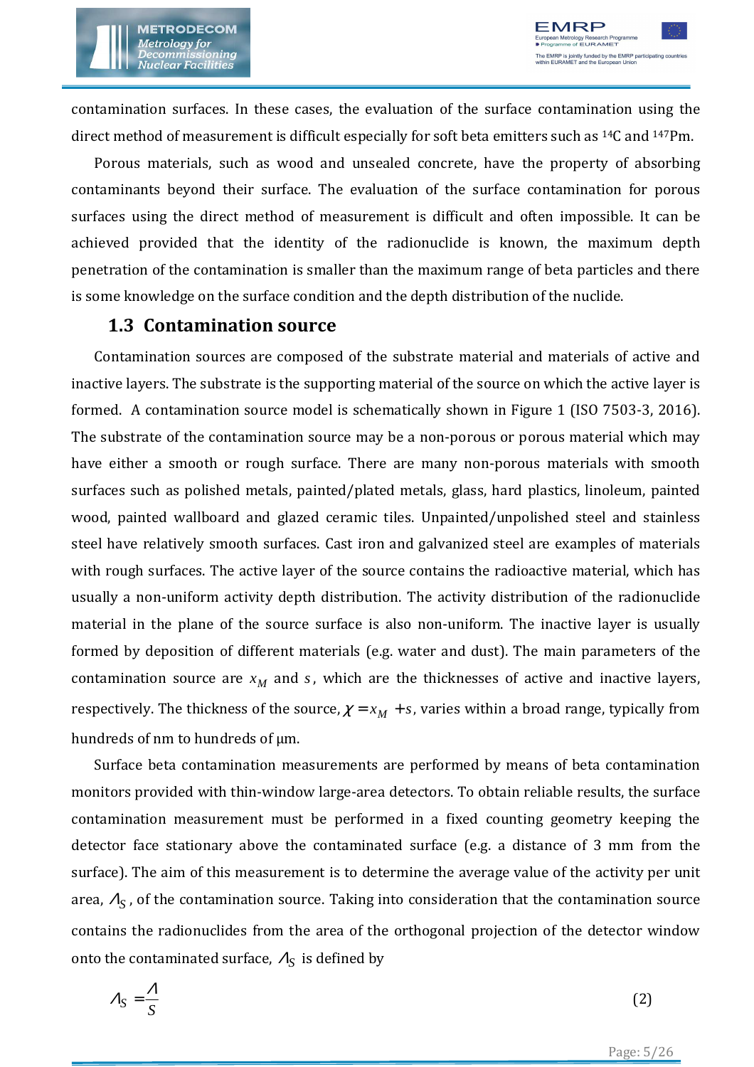contamination surfaces. In these cases, the evaluation of the surface contamination using the direct method of measurement is difficult especially for soft beta emitters such as $^{14}C$ and $^{147}Pm$.

Porous materials, such as wood and unsealed concrete, have the property of absorbing contaminants beyond their surface. The evaluation of the surface contamination for porous surfaces using the direct method of measurement is difficult and often impossible. It can be achieved provided that the identity of the radionuclide is known, the maximum depth penetration of the contamination is smaller than the maximum range of beta particles and there is some knowledge on the surface condition and the depth distribution of the nuclide.

## 1.3 Contamination source

Contamination sources are composed of the substrate material and materials of active and inactive layers. The substrate is the supporting material of the source on which the active layer is formed. A contamination source model is schematically shown in Figure 1 (ISO 7503-3, 2016). The substrate of the contamination source may be a non-porous or porous material which may have either a smooth or rough surface. There are many non-porous materials with smooth surfaces such as polished metals, painted/plated metals, glass, hard plastics, linoleum, painted wood, painted wallboard and glazed ceramic tiles. Unpainted/unpolished steel and stainless steel have relatively smooth surfaces. Cast iron and galvanized steel are examples of materials with rough surfaces. The active layer of the source contains the radioactive material, which has usually a non-uniform activity depth distribution. The activity distribution of the radionuclide material in the plane of the source surface is also non-uniform. The inactive layer is usually formed by deposition of different materials (e.g. water and dust). The main parameters of the contamination source are $x_M$ and $s$, which are the thicknesses of active and inactive layers, respectively. The thickness of the source, $\chi = x_M + s$, varies within a broad range, typically from hundreds of nm to hundreds of µm.

Surface beta contamination measurements are performed by means of beta contamination monitors provided with thin-window large-area detectors. To obtain reliable results, the surface contamination measurement must be performed in a fixed counting geometry keeping the detector face stationary above the contaminated surface (e.g. a distance of 3 mm from the surface). The aim of this measurement is to determine the average value of the activity per unit area, $\Lambda_S$, of the contamination source. Taking into consideration that the contamination source contains the radionuclides from the area of the orthogonal projection of the detector window onto the contaminated surface, $\Lambda_S$ is defined by

$$\Lambda_S = \frac{\Lambda}{S} \qquad (2)$$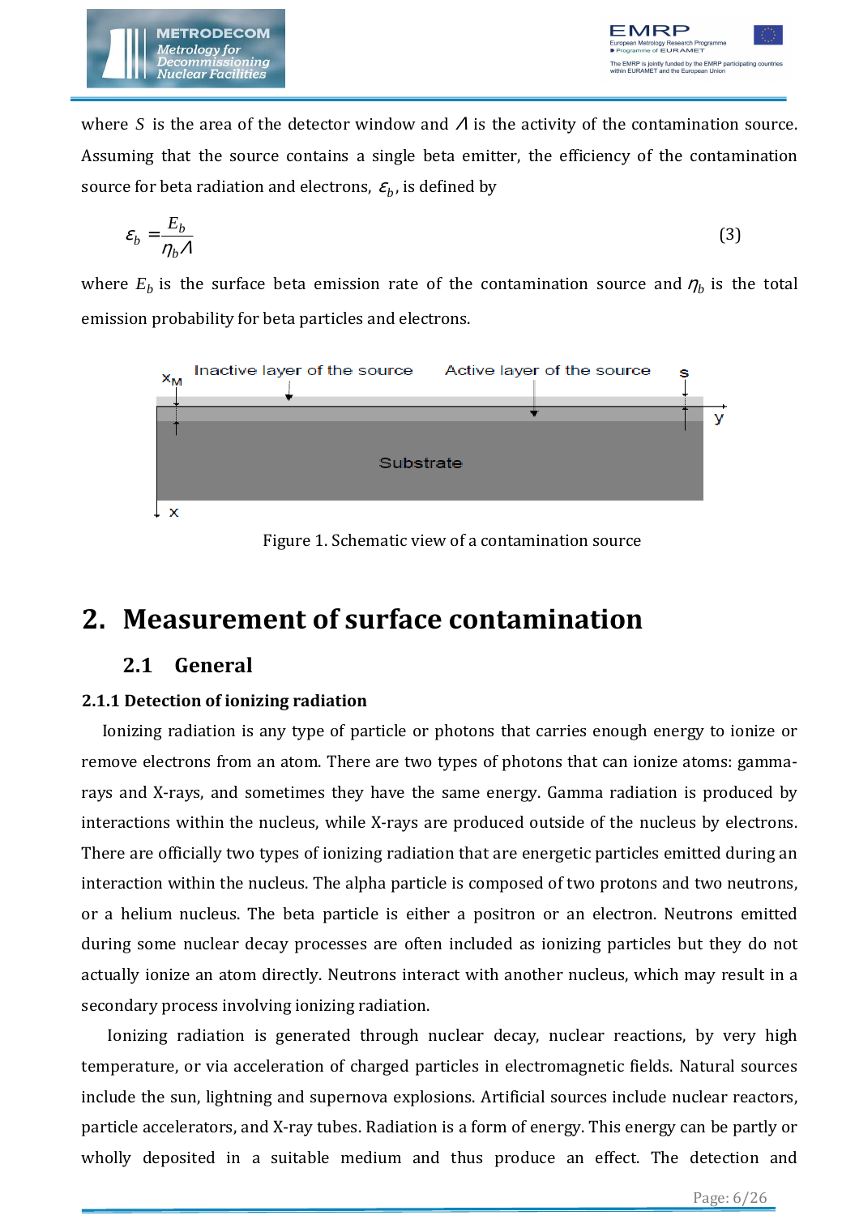where $S$ is the area of the detector window and $\Lambda$ is the activity of the contamination source. Assuming that the source contains a single beta emitter, the efficiency of the contamination source for beta radiation and electrons, $\varepsilon_b$, is defined by

$$\varepsilon_b = \frac{E_b}{\eta_b \Lambda} \tag{3}$$

where $E_b$ is the surface beta emission rate of the contamination source and $\eta_b$ is the total emission probability for beta particles and electrons.

Figure 1. Schematic view of a contamination source

# 2. Measurement of surface contamination

## 2.1 General

### 2.1.1 Detection of ionizing radiation

Ionizing radiation is any type of particle or photons that carries enough energy to ionize or remove electrons from an atom. There are two types of photons that can ionize atoms: gamma-rays and X-rays, and sometimes they have the same energy. Gamma radiation is produced by interactions within the nucleus, while X-rays are produced outside of the nucleus by electrons. There are officially two types of ionizing radiation that are energetic particles emitted during an interaction within the nucleus. The alpha particle is composed of two protons and two neutrons, or a helium nucleus. The beta particle is either a positron or an electron. Neutrons emitted during some nuclear decay processes are often included as ionizing particles but they do not actually ionize an atom directly. Neutrons interact with another nucleus, which may result in a secondary process involving ionizing radiation.

Ionizing radiation is generated through nuclear decay, nuclear reactions, by very high temperature, or via acceleration of charged particles in electromagnetic fields. Natural sources include the sun, lightning and supernova explosions. Artificial sources include nuclear reactors, particle accelerators, and X-ray tubes. Radiation is a form of energy. This energy can be partly or wholly deposited in a suitable medium and thus produce an effect. The detection and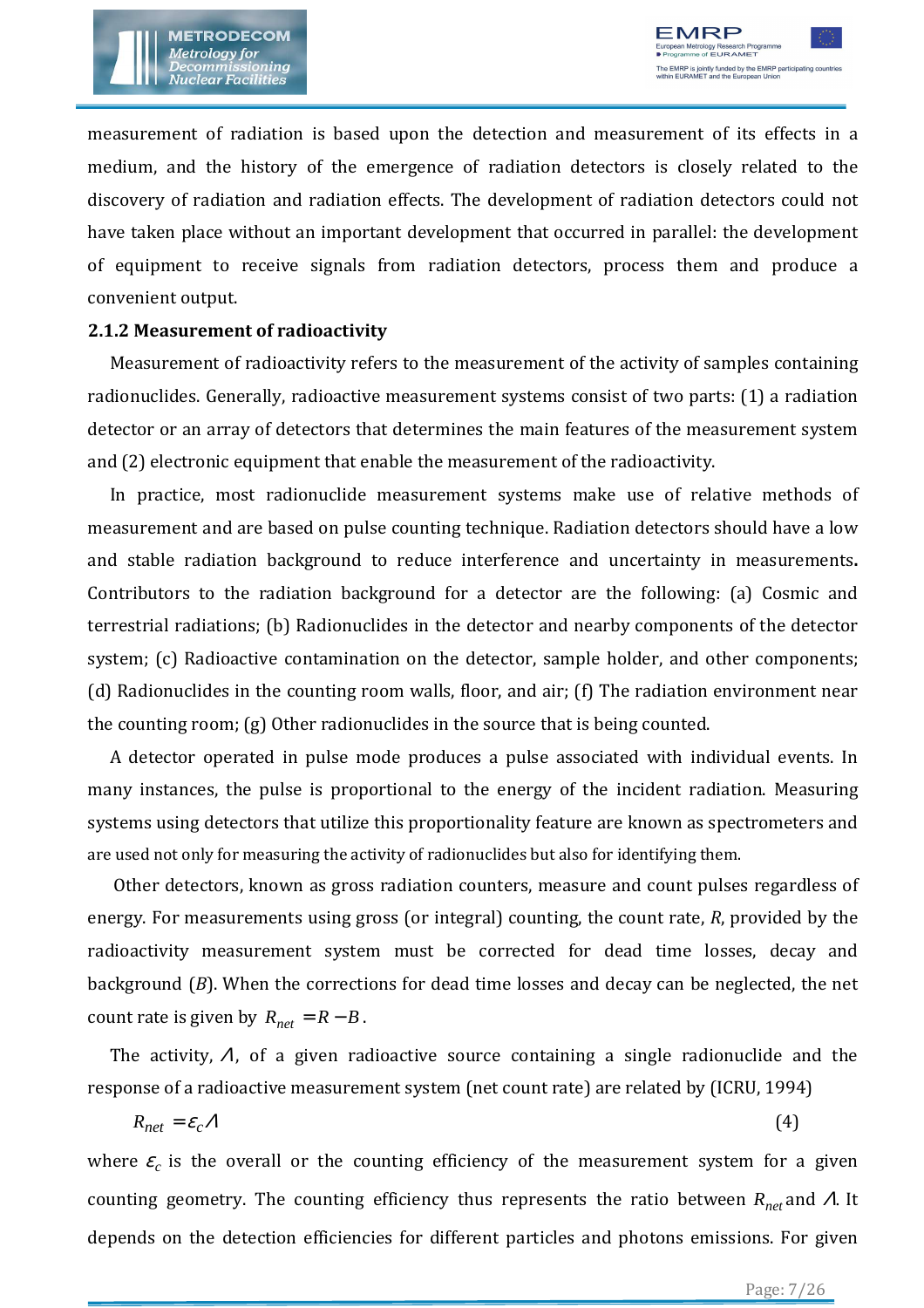measurement of radiation is based upon the detection and measurement of its effects in a medium, and the history of the emergence of radiation detectors is closely related to the discovery of radiation and radiation effects. The development of radiation detectors could not have taken place without an important development that occurred in parallel: the development of equipment to receive signals from radiation detectors, process them and produce a convenient output.

### 2.1.2 Measurement of radioactivity

Measurement of radioactivity refers to the measurement of the activity of samples containing radionuclides. Generally, radioactive measurement systems consist of two parts: (1) a radiation detector or an array of detectors that determines the main features of the measurement system and (2) electronic equipment that enable the measurement of the radioactivity.

In practice, most radionuclide measurement systems make use of relative methods of measurement and are based on pulse counting technique. Radiation detectors should have a low and stable radiation background to reduce interference and uncertainty in measurements**.** Contributors to the radiation background for a detector are the following: (a) Cosmic and terrestrial radiations; (b) Radionuclides in the detector and nearby components of the detector system; (c) Radioactive contamination on the detector, sample holder, and other components; (d) Radionuclides in the counting room walls, floor, and air; (f) The radiation environment near the counting room; (g) Other radionuclides in the source that is being counted.

A detector operated in pulse mode produces a pulse associated with individual events. In many instances, the pulse is proportional to the energy of the incident radiation. Measuring systems using detectors that utilize this proportionality feature are known as spectrometers and are used not only for measuring the activity of radionuclides but also for identifying them.

Other detectors, known as gross radiation counters, measure and count pulses regardless of energy. For measurements using gross (or integral) counting, the count rate, $R$, provided by the radioactivity measurement system must be corrected for dead time losses, decay and background ($B$). When the corrections for dead time losses and decay can be neglected, the net count rate is given by $R_{net} = R - B$.

The activity, $\Lambda$, of a given radioactive source containing a single radionuclide and the response of a radioactive measurement system (net count rate) are related by (ICRU, 1994)

$$R_{net} = \varepsilon_c \Lambda \qquad (4)$$

where $\varepsilon_c$ is the overall or the counting efficiency of the measurement system for a given counting geometry. The counting efficiency thus represents the ratio between $R_{net}$ and $\Lambda$. It depends on the detection efficiencies for different particles and photons emissions. For given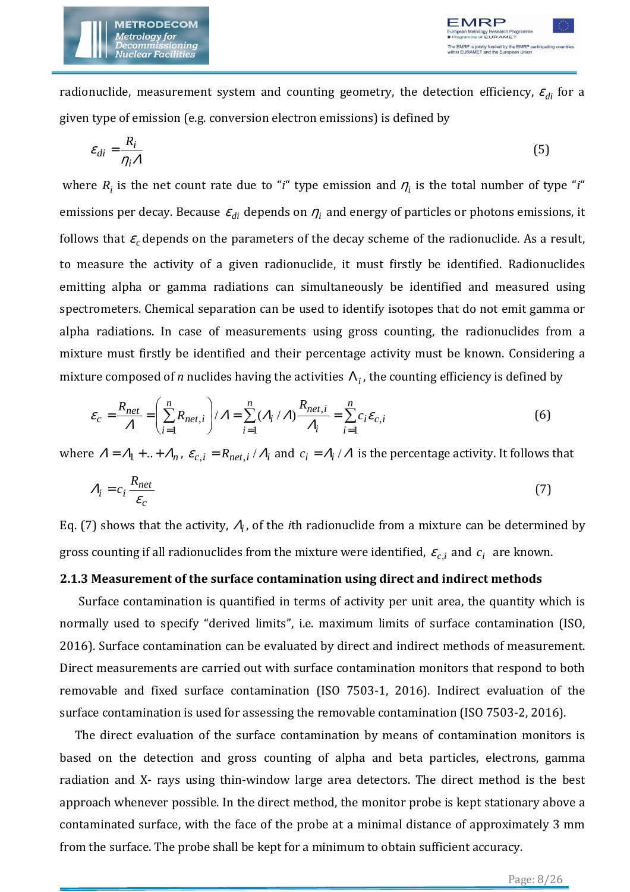radionuclide, measurement system and counting geometry, the detection efficiency, $\varepsilon_{di}$ for a given type of emission (e.g. conversion electron emissions) is defined by

$$\varepsilon_{di} = \frac{R_i}{\eta_i \Lambda} \tag{5}$$

where $R_i$ is the net count rate due to "$i$" type emission and $\eta_i$ is the total number of type "$i$" emissions per decay. Because $\varepsilon_{di}$ depends on $\eta_i$ and energy of particles or photons emissions, it follows that $\varepsilon_c$ depends on the parameters of the decay scheme of the radionuclide. As a result, to measure the activity of a given radionuclide, it must firstly be identified. Radionuclides emitting alpha or gamma radiations can simultaneously be identified and measured using spectrometers. Chemical separation can be used to identify isotopes that do not emit gamma or alpha radiations. In case of measurements using gross counting, the radionuclides from a mixture must firstly be identified and their percentage activity must be known. Considering a mixture composed of $n$ nuclides having the activities $\Lambda_i$, the counting efficiency is defined by

$$\varepsilon_c = \frac{R_{net}}{\Lambda} = \left(\sum_{i=1}^{n} R_{net,i}\right) / \Lambda = \sum_{i=1}^{n} (\Lambda_i / \Lambda) \frac{R_{net,i}}{\Lambda_i} = \sum_{i=1}^{n} c_i \varepsilon_{c,i} \tag{6}$$

where $\Lambda = \Lambda_1 + .. + \Lambda_n$, $\varepsilon_{c,i} = R_{net,i} / \Lambda_i$ and $c_i = \Lambda_i / \Lambda$ is the percentage activity. It follows that

$$\Lambda_i = c_i \frac{R_{net}}{\varepsilon_c} \tag{7}$$

Eq. (7) shows that the activity, $\Lambda_i$, of the $i$th radionuclide from a mixture can be determined by gross counting if all radionuclides from the mixture were identified, $\varepsilon_{c,i}$ and $c_i$ are known.

### 2.1.3 Measurement of the surface contamination using direct and indirect methods

Surface contamination is quantified in terms of activity per unit area, the quantity which is normally used to specify "derived limits", i.e. maximum limits of surface contamination (ISO, 2016). Surface contamination can be evaluated by direct and indirect methods of measurement. Direct measurements are carried out with surface contamination monitors that respond to both removable and fixed surface contamination (ISO 7503-1, 2016). Indirect evaluation of the surface contamination is used for assessing the removable contamination (ISO 7503-2, 2016).

The direct evaluation of the surface contamination by means of contamination monitors is based on the detection and gross counting of alpha and beta particles, electrons, gamma radiation and X- rays using thin-window large area detectors. The direct method is the best approach whenever possible. In the direct method, the monitor probe is kept stationary above a contaminated surface, with the face of the probe at a minimal distance of approximately 3 mm from the surface. The probe shall be kept for a minimum to obtain sufficient accuracy.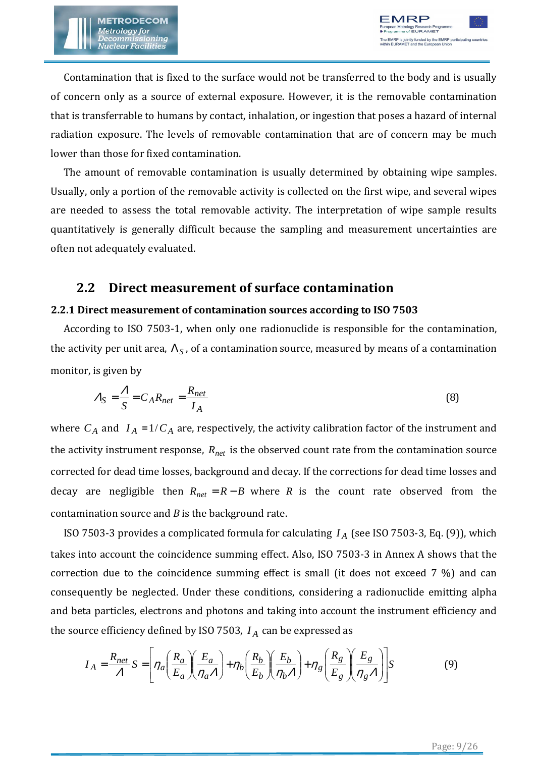Contamination that is fixed to the surface would not be transferred to the body and is usually of concern only as a source of external exposure. However, it is the removable contamination that is transferrable to humans by contact, inhalation, or ingestion that poses a hazard of internal radiation exposure. The levels of removable contamination that are of concern may be much lower than those for fixed contamination.

The amount of removable contamination is usually determined by obtaining wipe samples. Usually, only a portion of the removable activity is collected on the first wipe, and several wipes are needed to assess the total removable activity. The interpretation of wipe sample results quantitatively is generally difficult because the sampling and measurement uncertainties are often not adequately evaluated.

## 2.2 Direct measurement of surface contamination

### 2.2.1 Direct measurement of contamination sources according to ISO 7503

According to ISO 7503-1, when only one radionuclide is responsible for the contamination, the activity per unit area, $\Lambda_S$, of a contamination source, measured by means of a contamination monitor, is given by

$$\Lambda_S = \frac{\Lambda}{S} = C_A R_{net} = \frac{R_{net}}{I_A} \tag{8}$$

where $C_A$ and $I_A = 1/C_A$ are, respectively, the activity calibration factor of the instrument and the activity instrument response, $R_{net}$ is the observed count rate from the contamination source corrected for dead time losses, background and decay. If the corrections for dead time losses and decay are negligible then $R_{net} = R - B$ where $R$ is the count rate observed from the contamination source and $B$ is the background rate.

ISO 7503-3 provides a complicated formula for calculating $I_A$ (see ISO 7503-3, Eq. (9)), which takes into account the coincidence summing effect. Also, ISO 7503-3 in Annex A shows that the correction due to the coincidence summing effect is small (it does not exceed 7 %) and can consequently be neglected. Under these conditions, considering a radionuclide emitting alpha and beta particles, electrons and photons and taking into account the instrument efficiency and the source efficiency defined by ISO 7503, $I_A$ can be expressed as

$$I_A = \frac{R_{net}}{\Lambda} S = \left[ \eta_a \left( \frac{R_a}{E_a} \right) \left( \frac{E_a}{\eta_a \Lambda} \right) + \eta_b \left( \frac{R_b}{E_b} \right) \left( \frac{E_b}{\eta_b \Lambda} \right) + \eta_g \left( \frac{R_g}{E_g} \right) \left( \frac{E_g}{\eta_g \Lambda} \right) \right] S \tag{9}$$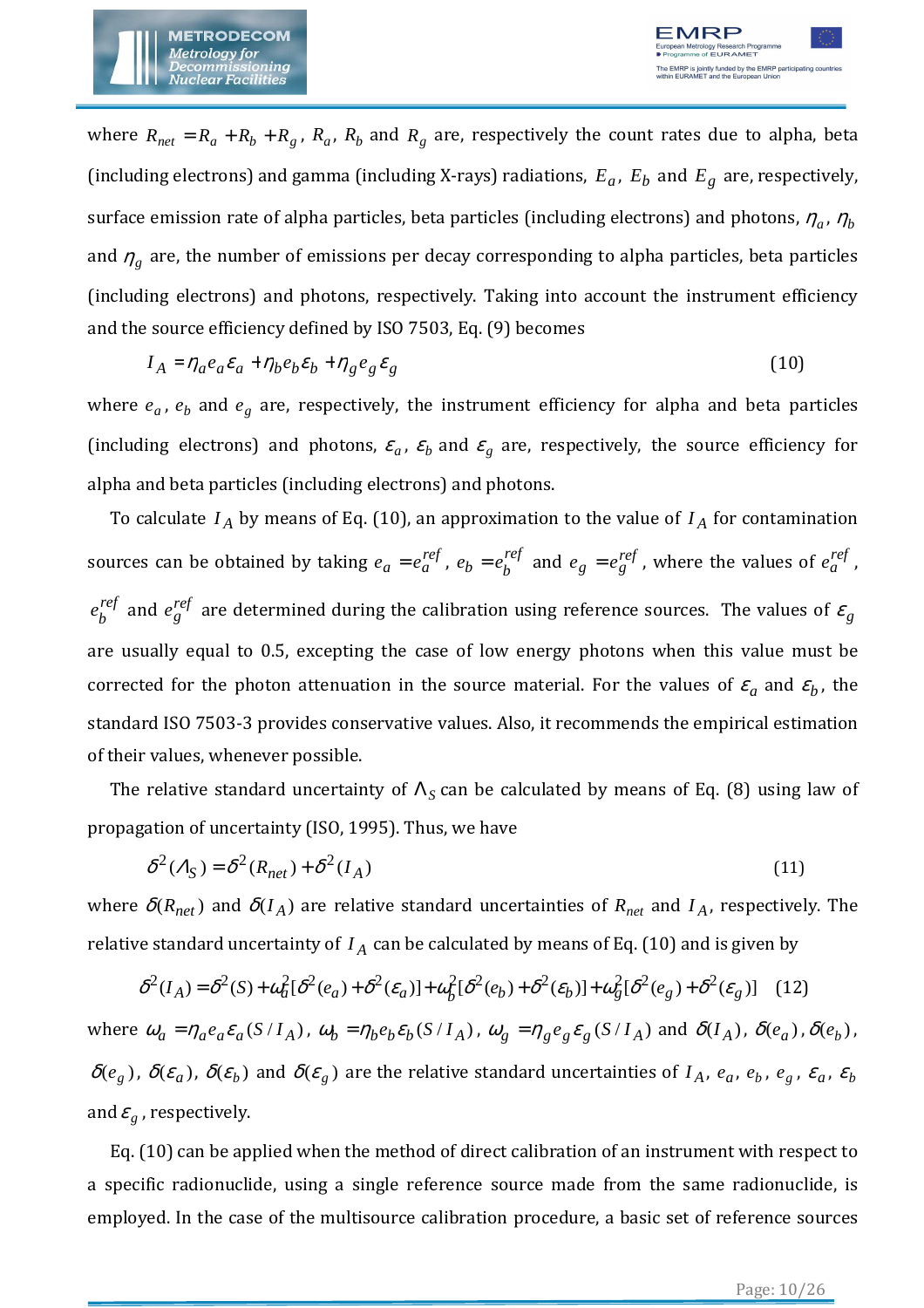where $R_{net} = R_a + R_b + R_g$, $R_a$, $R_b$ and $R_g$ are, respectively the count rates due to alpha, beta (including electrons) and gamma (including X-rays) radiations, $E_a$, $E_b$ and $E_g$ are, respectively, surface emission rate of alpha particles, beta particles (including electrons) and photons, $\eta_a$, $\eta_b$ and $\eta_g$ are, the number of emissions per decay corresponding to alpha particles, beta particles (including electrons) and photons, respectively. Taking into account the instrument efficiency and the source efficiency defined by ISO 7503, Eq. (9) becomes

$$I_A = \eta_a e_a \varepsilon_a + \eta_b e_b \varepsilon_b + \eta_g e_g \varepsilon_g \tag{10}$$

where $e_a$, $e_b$ and $e_g$ are, respectively, the instrument efficiency for alpha and beta particles (including electrons) and photons, $\varepsilon_a$, $\varepsilon_b$ and $\varepsilon_g$ are, respectively, the source efficiency for alpha and beta particles (including electrons) and photons.

To calculate $I_A$ by means of Eq. (10), an approximation to the value of $I_A$ for contamination sources can be obtained by taking $e_a = e_a^{ref}$, $e_b = e_b^{ref}$ and $e_g = e_g^{ref}$, where the values of $e_a^{ref}$, $e_b^{ref}$ and $e_g^{ref}$ are determined during the calibration using reference sources. The values of $\varepsilon_g$ are usually equal to 0.5, excepting the case of low energy photons when this value must be corrected for the photon attenuation in the source material. For the values of $\varepsilon_a$ and $\varepsilon_b$, the standard ISO 7503-3 provides conservative values. Also, it recommends the empirical estimation of their values, whenever possible.

The relative standard uncertainty of $\Lambda_S$ can be calculated by means of Eq. (8) using law of propagation of uncertainty (ISO, 1995). Thus, we have

$$\delta^2(\Lambda_S) = \delta^2(R_{net}) + \delta^2(I_A) \tag{11}$$

where $\delta(R_{net})$ and $\delta(I_A)$ are relative standard uncertainties of $R_{net}$ and $I_A$, respectively. The relative standard uncertainty of $I_A$ can be calculated by means of Eq. (10) and is given by

$$\delta^2(I_A) = \delta^2(S) + \omega_a^2[\delta^2(e_a) + \delta^2(\varepsilon_a)] + \omega_b^2[\delta^2(e_b) + \delta^2(\varepsilon_b)] + \omega_g^2[\delta^2(e_g) + \delta^2(\varepsilon_g)] \tag{12}$$

where $\omega_a = \eta_a e_a \varepsilon_a (S / I_A)$, $\omega_b = \eta_b e_b \varepsilon_b (S / I_A)$, $\omega_g = \eta_g e_g \varepsilon_g (S / I_A)$ and $\delta(I_A)$, $\delta(e_a)$, $\delta(e_b)$, $\delta(e_g)$, $\delta(\varepsilon_a)$, $\delta(\varepsilon_b)$ and $\delta(\varepsilon_g)$ are the relative standard uncertainties of $I_A$, $e_a$, $e_b$, $e_g$, $\varepsilon_a$, $\varepsilon_b$ and $\varepsilon_g$, respectively.

Eq. (10) can be applied when the method of direct calibration of an instrument with respect to a specific radionuclide, using a single reference source made from the same radionuclide, is employed. In the case of the multisource calibration procedure, a basic set of reference sources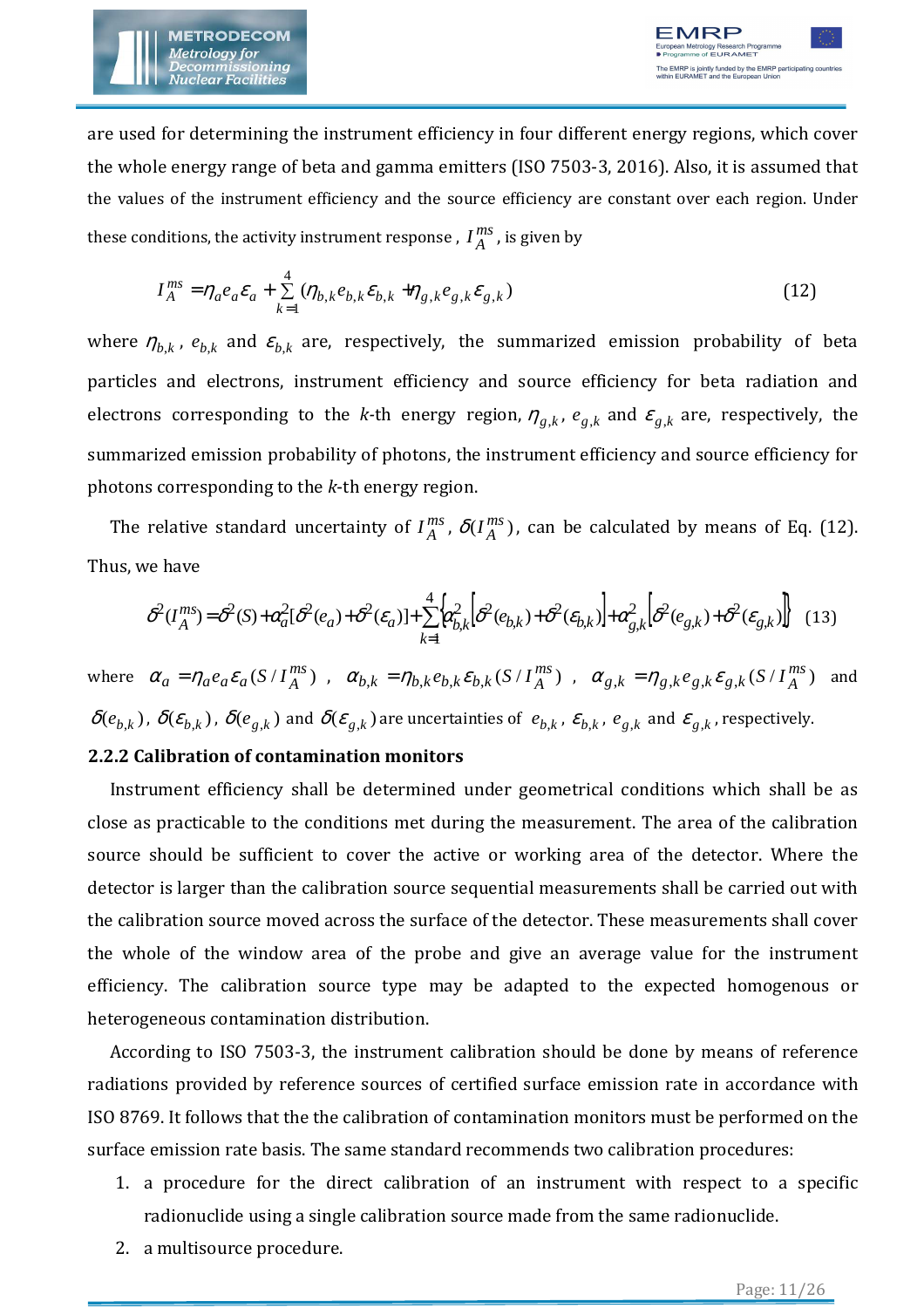are used for determining the instrument efficiency in four different energy regions, which cover the whole energy range of beta and gamma emitters (ISO 7503-3, 2016). Also, it is assumed that the values of the instrument efficiency and the source efficiency are constant over each region. Under these conditions, the activity instrument response , $I_A^{ms}$ , is given by

$$I_A^{ms} = \eta_a e_a \varepsilon_a + \sum_{k=1}^{4} (\eta_{b,k} e_{b,k} \varepsilon_{b,k} + \eta_{g,k} e_{g,k} \varepsilon_{g,k}) \tag{12}$$

where $\eta_{b,k}$ , $e_{b,k}$ and $\varepsilon_{b,k}$ are, respectively, the summarized emission probability of beta particles and electrons, instrument efficiency and source efficiency for beta radiation and electrons corresponding to the $k$-th energy region, $\eta_{g,k}$, $e_{g,k}$ and $\varepsilon_{g,k}$ are, respectively, the summarized emission probability of photons, the instrument efficiency and source efficiency for photons corresponding to the $k$-th energy region.

The relative standard uncertainty of $I_A^{ms}$, $\delta(I_A^{ms})$, can be calculated by means of Eq. (12). Thus, we have

$$\delta^2(I_A^{ms}) = \delta^2(S) + \alpha_a^2[\delta^2(e_a) + \delta^2(\varepsilon_a)] + \sum_{k=1}^{4}\left\{\alpha_{b,k}^2\left[\delta^2(e_{b,k}) + \delta^2(\varepsilon_{b,k})\right] + \alpha_{g,k}^2\left[\delta^2(e_{g,k}) + \delta^2(\varepsilon_{g,k})\right]\right\} \tag{13}$$

where $\alpha_a = \eta_a e_a \varepsilon_a (S / I_A^{ms})$ , $\alpha_{b,k} = \eta_{b,k} e_{b,k} \varepsilon_{b,k} (S / I_A^{ms})$ , $\alpha_{g,k} = \eta_{g,k} e_{g,k} \varepsilon_{g,k} (S / I_A^{ms})$ and $\delta(e_{b,k})$, $\delta(\varepsilon_{b,k})$, $\delta(e_{g,k})$ and $\delta(\varepsilon_{g,k})$ are uncertainties of $e_{b,k}$, $\varepsilon_{b,k}$, $e_{g,k}$ and $\varepsilon_{g,k}$, respectively.

### 2.2.2 Calibration of contamination monitors

Instrument efficiency shall be determined under geometrical conditions which shall be as close as practicable to the conditions met during the measurement. The area of the calibration source should be sufficient to cover the active or working area of the detector. Where the detector is larger than the calibration source sequential measurements shall be carried out with the calibration source moved across the surface of the detector. These measurements shall cover the whole of the window area of the probe and give an average value for the instrument efficiency. The calibration source type may be adapted to the expected homogenous or heterogeneous contamination distribution.

According to ISO 7503-3, the instrument calibration should be done by means of reference radiations provided by reference sources of certified surface emission rate in accordance with ISO 8769. It follows that the the calibration of contamination monitors must be performed on the surface emission rate basis. The same standard recommends two calibration procedures:

1. a procedure for the direct calibration of an instrument with respect to a specific radionuclide using a single calibration source made from the same radionuclide.
2. a multisource procedure.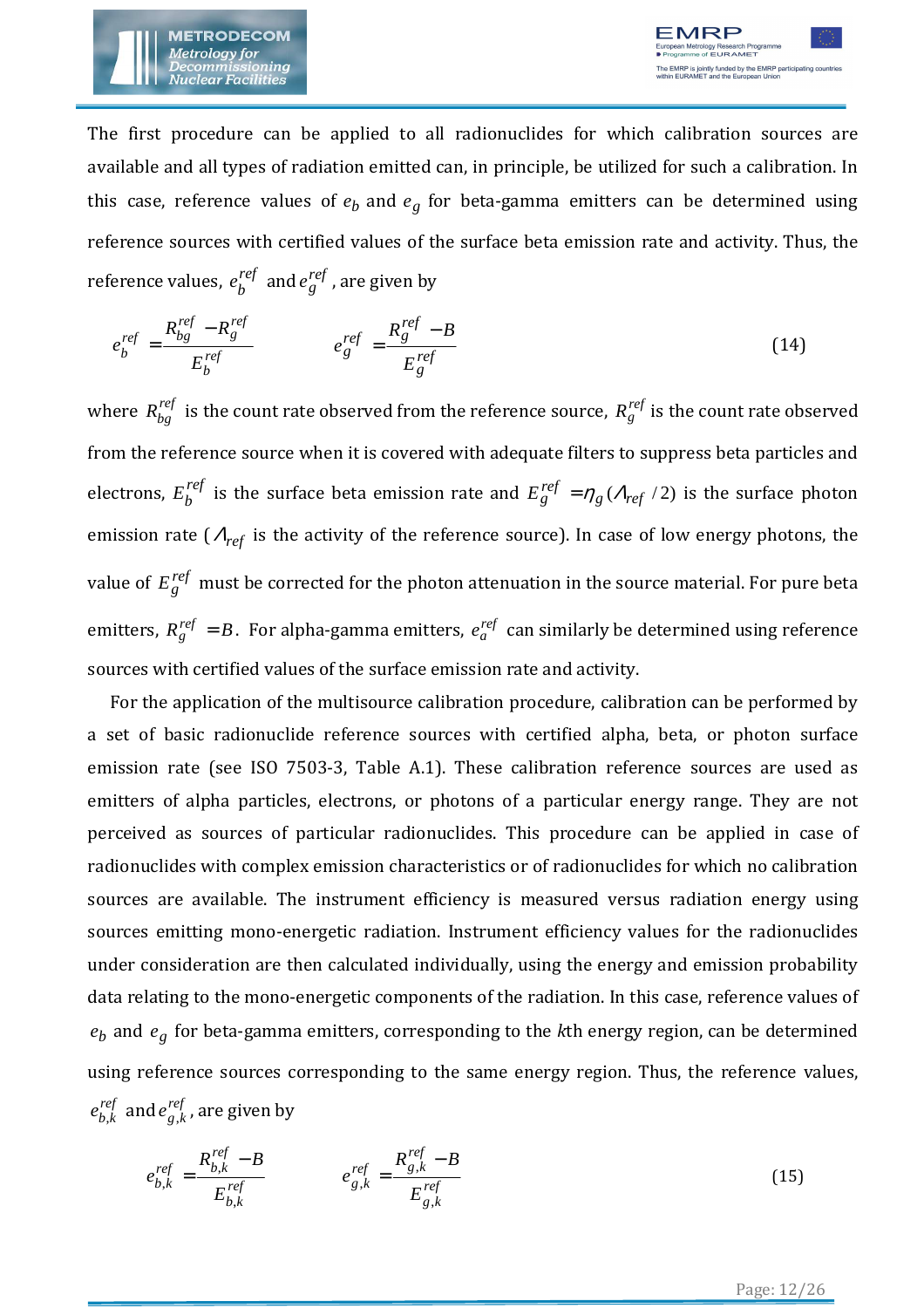The first procedure can be applied to all radionuclides for which calibration sources are available and all types of radiation emitted can, in principle, be utilized for such a calibration. In this case, reference values of $e_b$ and $e_g$ for beta-gamma emitters can be determined using reference sources with certified values of the surface beta emission rate and activity. Thus, the reference values, $e_b^{ref}$ and $e_g^{ref}$, are given by

$$e_b^{ref} = \frac{R_{bg}^{ref} - R_g^{ref}}{E_b^{ref}} \qquad e_g^{ref} = \frac{R_g^{ref} - B}{E_g^{ref}} \tag{14}$$

where $R_{bg}^{ref}$ is the count rate observed from the reference source, $R_g^{ref}$ is the count rate observed from the reference source when it is covered with adequate filters to suppress beta particles and electrons, $E_b^{ref}$ is the surface beta emission rate and $E_g^{ref} = \eta_g (\Lambda_{ref}/2)$ is the surface photon emission rate ($\Lambda_{ref}$ is the activity of the reference source). In case of low energy photons, the value of $E_g^{ref}$ must be corrected for the photon attenuation in the source material. For pure beta emitters, $R_g^{ref} = B$. For alpha-gamma emitters, $e_a^{ref}$ can similarly be determined using reference sources with certified values of the surface emission rate and activity.

For the application of the multisource calibration procedure, calibration can be performed by a set of basic radionuclide reference sources with certified alpha, beta, or photon surface emission rate (see ISO 7503-3, Table A.1). These calibration reference sources are used as emitters of alpha particles, electrons, or photons of a particular energy range. They are not perceived as sources of particular radionuclides. This procedure can be applied in case of radionuclides with complex emission characteristics or of radionuclides for which no calibration sources are available. The instrument efficiency is measured versus radiation energy using sources emitting mono-energetic radiation. Instrument efficiency values for the radionuclides under consideration are then calculated individually, using the energy and emission probability data relating to the mono-energetic components of the radiation. In this case, reference values of $e_b$ and $e_g$ for beta-gamma emitters, corresponding to the $k$th energy region, can be determined using reference sources corresponding to the same energy region. Thus, the reference values, $e_{b,k}^{ref}$ and $e_{g,k}^{ref}$, are given by

$$e_{b,k}^{ref} = \frac{R_{b,k}^{ref} - B}{E_{b,k}^{ref}} \qquad e_{g,k}^{ref} = \frac{R_{g,k}^{ref} - B}{E_{g,k}^{ref}} \tag{15}$$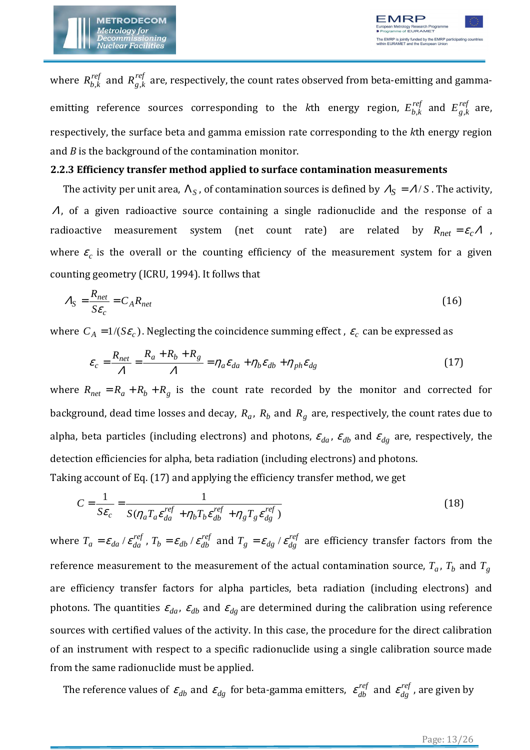where $R_{b,k}^{ref}$ and $R_{g,k}^{ref}$ are, respectively, the count rates observed from beta-emitting and gamma-emitting reference sources corresponding to the $k$th energy region, $E_{b,k}^{ref}$ and $E_{g,k}^{ref}$ are, respectively, the surface beta and gamma emission rate corresponding to the $k$th energy region and $B$ is the background of the contamination monitor.

### 2.2.3 Efficiency transfer method applied to surface contamination measurements

The activity per unit area, $\Lambda_S$, of contamination sources is defined by $\Lambda_S = \Lambda / S$. The activity, $\Lambda$, of a given radioactive source containing a single radionuclide and the response of a radioactive measurement system (net count rate) are related by $R_{net} = \varepsilon_c \Lambda$, where $\varepsilon_c$ is the overall or the counting efficiency of the measurement system for a given counting geometry (ICRU, 1994). It follws that

$$\Lambda_S = \frac{R_{net}}{S\varepsilon_c} = C_A R_{net} \tag{16}$$

where $C_A = 1/(S\varepsilon_c)$. Neglecting the coincidence summing effect, $\varepsilon_c$ can be expressed as

$$\varepsilon_c = \frac{R_{net}}{\Lambda} = \frac{R_a + R_b + R_g}{\Lambda} = \eta_a \varepsilon_{da} + \eta_b \varepsilon_{db} + \eta_{ph} \varepsilon_{dg} \tag{17}$$

where $R_{net} = R_a + R_b + R_g$ is the count rate recorded by the monitor and corrected for background, dead time losses and decay, $R_a$, $R_b$ and $R_g$ are, respectively, the count rates due to alpha, beta particles (including electrons) and photons, $\varepsilon_{da}$, $\varepsilon_{db}$ and $\varepsilon_{dg}$ are, respectively, the detection efficiencies for alpha, beta radiation (including electrons) and photons.

Taking account of Eq. (17) and applying the efficiency transfer method, we get

$$C = \frac{1}{S\varepsilon_c} = \frac{1}{S(\eta_a T_a \varepsilon_{da}^{ref} + \eta_b T_b \varepsilon_{db}^{ref} + \eta_g T_g \varepsilon_{dg}^{ref})} \tag{18}$$

where $T_a = \varepsilon_{da} / \varepsilon_{da}^{ref}$, $T_b = \varepsilon_{db} / \varepsilon_{db}^{ref}$ and $T_g = \varepsilon_{dg} / \varepsilon_{dg}^{ref}$ are efficiency transfer factors from the reference measurement to the measurement of the actual contamination source, $T_a$, $T_b$ and $T_g$ are efficiency transfer factors for alpha particles, beta radiation (including electrons) and photons. The quantities $\varepsilon_{da}$, $\varepsilon_{db}$ and $\varepsilon_{dg}$ are determined during the calibration using reference sources with certified values of the activity. In this case, the procedure for the direct calibration of an instrument with respect to a specific radionuclide using a single calibration source made from the same radionuclide must be applied.

The reference values of $\varepsilon_{db}$ and $\varepsilon_{dg}$ for beta-gamma emitters, $\varepsilon_{db}^{ref}$ and $\varepsilon_{dg}^{ref}$, are given by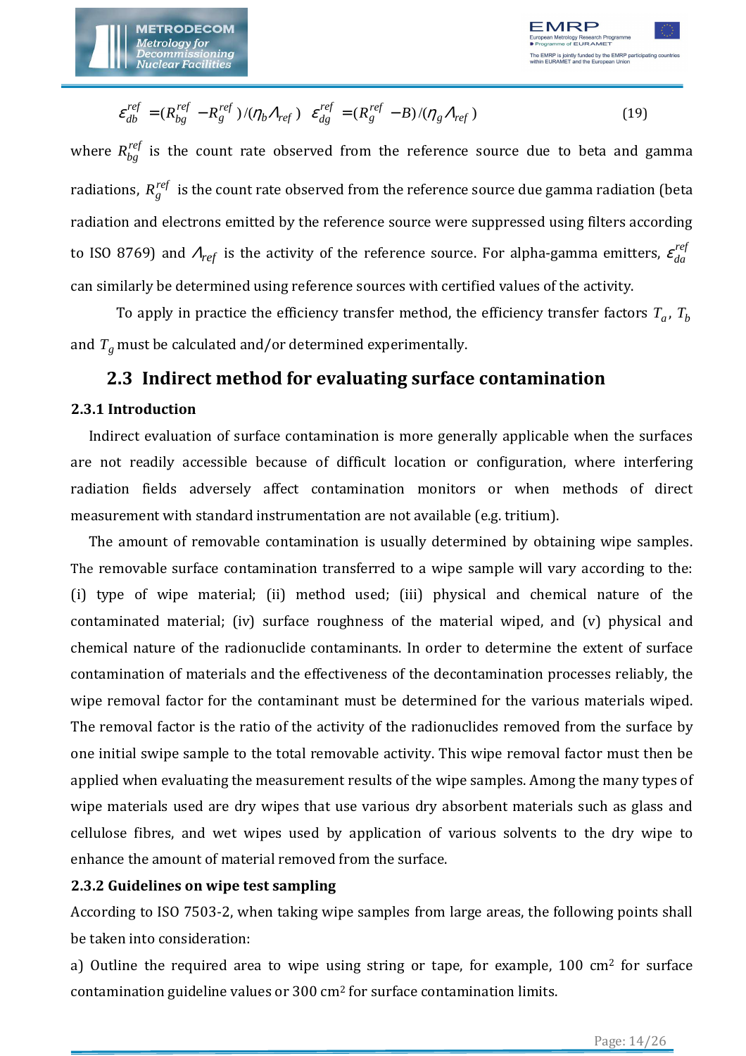$$\varepsilon_{db}^{ref} = (R_{bg}^{ref} - R_{g}^{ref})/(\eta_b \Lambda_{ref}) \quad \varepsilon_{dg}^{ref} = (R_{g}^{ref} - B)/(\eta_g \Lambda_{ref}) \tag{19}$$

where $R_{bg}^{ref}$ is the count rate observed from the reference source due to beta and gamma radiations, $R_{g}^{ref}$ is the count rate observed from the reference source due gamma radiation (beta radiation and electrons emitted by the reference source were suppressed using filters according to ISO 8769) and $\Lambda_{ref}$ is the activity of the reference source. For alpha-gamma emitters, $\varepsilon_{da}^{ref}$ can similarly be determined using reference sources with certified values of the activity.

To apply in practice the efficiency transfer method, the efficiency transfer factors $T_a$, $T_b$ and $T_g$ must be calculated and/or determined experimentally.

## 2.3 Indirect method for evaluating surface contamination

### 2.3.1 Introduction

Indirect evaluation of surface contamination is more generally applicable when the surfaces are not readily accessible because of difficult location or configuration, where interfering radiation fields adversely affect contamination monitors or when methods of direct measurement with standard instrumentation are not available (e.g. tritium).

The amount of removable contamination is usually determined by obtaining wipe samples. The removable surface contamination transferred to a wipe sample will vary according to the: (i) type of wipe material; (ii) method used; (iii) physical and chemical nature of the contaminated material; (iv) surface roughness of the material wiped, and (v) physical and chemical nature of the radionuclide contaminants. In order to determine the extent of surface contamination of materials and the effectiveness of the decontamination processes reliably, the wipe removal factor for the contaminant must be determined for the various materials wiped. The removal factor is the ratio of the activity of the radionuclides removed from the surface by one initial swipe sample to the total removable activity. This wipe removal factor must then be applied when evaluating the measurement results of the wipe samples. Among the many types of wipe materials used are dry wipes that use various dry absorbent materials such as glass and cellulose fibres, and wet wipes used by application of various solvents to the dry wipe to enhance the amount of material removed from the surface.

### 2.3.2 Guidelines on wipe test sampling

According to ISO 7503-2, when taking wipe samples from large areas, the following points shall be taken into consideration:

a) Outline the required area to wipe using string or tape, for example, 100 cm$^2$ for surface contamination guideline values or 300 cm$^2$ for surface contamination limits.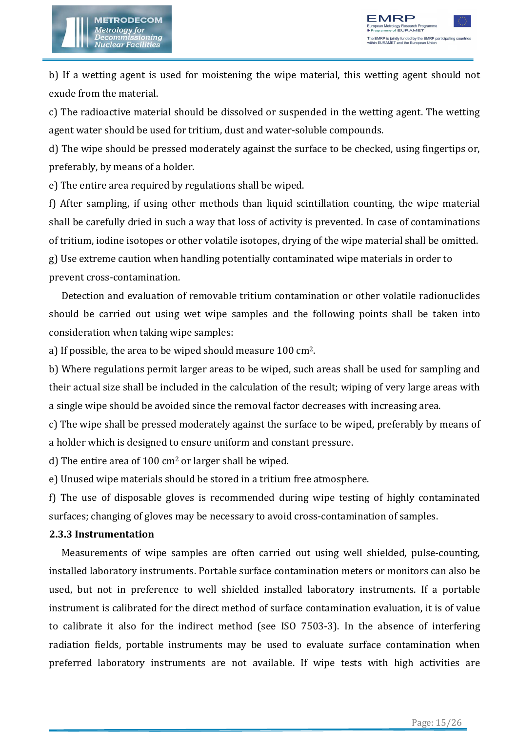b) If a wetting agent is used for moistening the wipe material, this wetting agent should not exude from the material.

c) The radioactive material should be dissolved or suspended in the wetting agent. The wetting agent water should be used for tritium, dust and water-soluble compounds.

d) The wipe should be pressed moderately against the surface to be checked, using fingertips or, preferably, by means of a holder.

e) The entire area required by regulations shall be wiped.

f) After sampling, if using other methods than liquid scintillation counting, the wipe material shall be carefully dried in such a way that loss of activity is prevented. In case of contaminations of tritium, iodine isotopes or other volatile isotopes, drying of the wipe material shall be omitted.

g) Use extreme caution when handling potentially contaminated wipe materials in order to prevent cross-contamination.

Detection and evaluation of removable tritium contamination or other volatile radionuclides should be carried out using wet wipe samples and the following points shall be taken into consideration when taking wipe samples:

a) If possible, the area to be wiped should measure 100 $cm^2$.

b) Where regulations permit larger areas to be wiped, such areas shall be used for sampling and their actual size shall be included in the calculation of the result; wiping of very large areas with a single wipe should be avoided since the removal factor decreases with increasing area.

c) The wipe shall be pressed moderately against the surface to be wiped, preferably by means of a holder which is designed to ensure uniform and constant pressure.

d) The entire area of 100 $cm^2$ or larger shall be wiped.

e) Unused wipe materials should be stored in a tritium free atmosphere.

f) The use of disposable gloves is recommended during wipe testing of highly contaminated surfaces; changing of gloves may be necessary to avoid cross-contamination of samples.

### 2.3.3 Instrumentation

Measurements of wipe samples are often carried out using well shielded, pulse-counting, installed laboratory instruments. Portable surface contamination meters or monitors can also be used, but not in preference to well shielded installed laboratory instruments. If a portable instrument is calibrated for the direct method of surface contamination evaluation, it is of value to calibrate it also for the indirect method (see ISO 7503-3). In the absence of interfering radiation fields, portable instruments may be used to evaluate surface contamination when preferred laboratory instruments are not available. If wipe tests with high activities are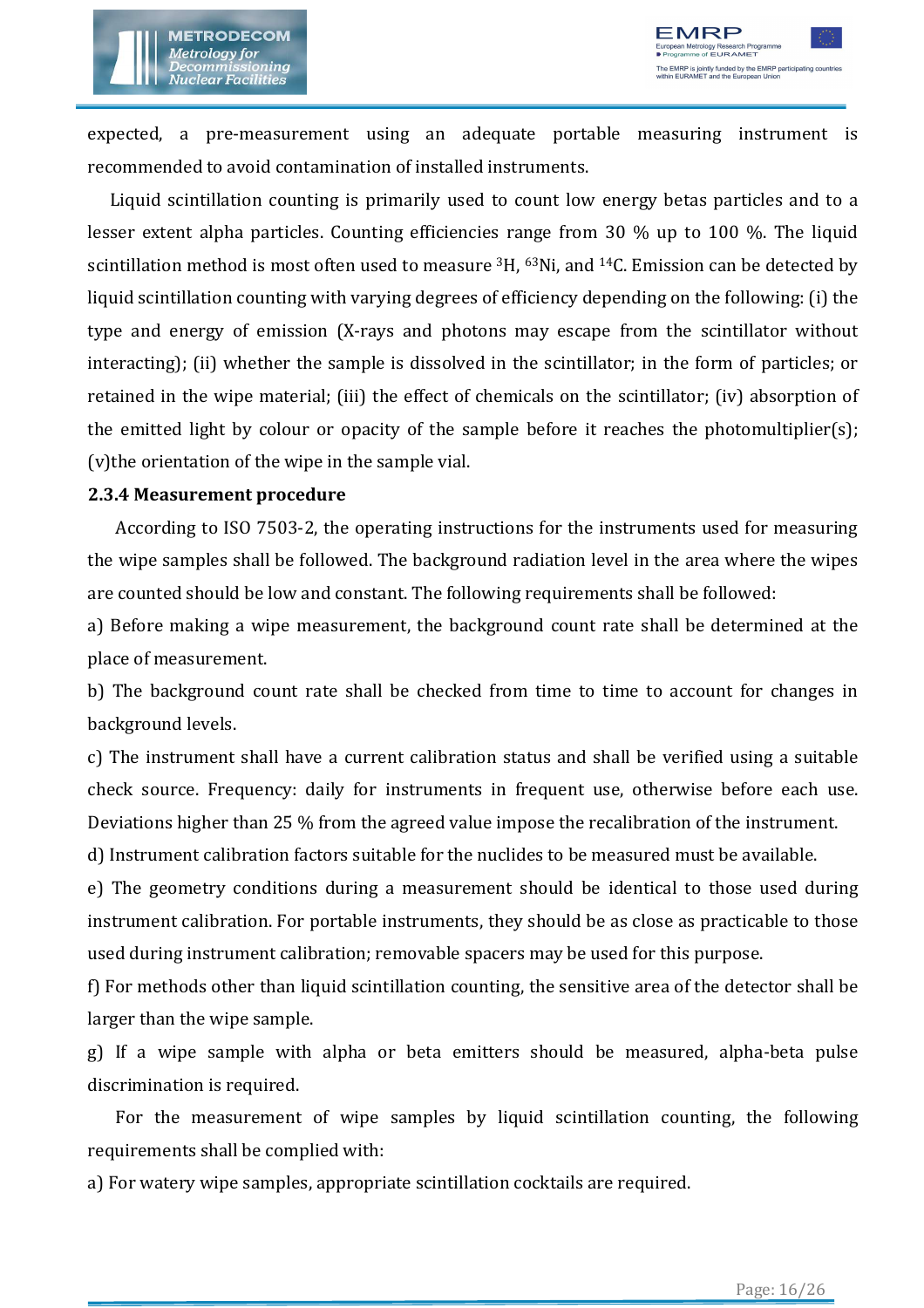expected, a pre-measurement using an adequate portable measuring instrument is recommended to avoid contamination of installed instruments.

Liquid scintillation counting is primarily used to count low energy betas particles and to a lesser extent alpha particles. Counting efficiencies range from 30 % up to 100 %. The liquid scintillation method is most often used to measure $^{3}H$, $^{63}Ni$, and $^{14}C$. Emission can be detected by liquid scintillation counting with varying degrees of efficiency depending on the following: (i) the type and energy of emission (X-rays and photons may escape from the scintillator without interacting); (ii) whether the sample is dissolved in the scintillator; in the form of particles; or retained in the wipe material; (iii) the effect of chemicals on the scintillator; (iv) absorption of the emitted light by colour or opacity of the sample before it reaches the photomultiplier(s); (v)the orientation of the wipe in the sample vial.

### 2.3.4 Measurement procedure

According to ISO 7503-2, the operating instructions for the instruments used for measuring the wipe samples shall be followed. The background radiation level in the area where the wipes are counted should be low and constant. The following requirements shall be followed:

a) Before making a wipe measurement, the background count rate shall be determined at the place of measurement.

b) The background count rate shall be checked from time to time to account for changes in background levels.

c) The instrument shall have a current calibration status and shall be verified using a suitable check source. Frequency: daily for instruments in frequent use, otherwise before each use. Deviations higher than 25 % from the agreed value impose the recalibration of the instrument.

d) Instrument calibration factors suitable for the nuclides to be measured must be available.

e) The geometry conditions during a measurement should be identical to those used during instrument calibration. For portable instruments, they should be as close as practicable to those used during instrument calibration; removable spacers may be used for this purpose.

f) For methods other than liquid scintillation counting, the sensitive area of the detector shall be larger than the wipe sample.

g) If a wipe sample with alpha or beta emitters should be measured, alpha-beta pulse discrimination is required.

For the measurement of wipe samples by liquid scintillation counting, the following requirements shall be complied with:

a) For watery wipe samples, appropriate scintillation cocktails are required.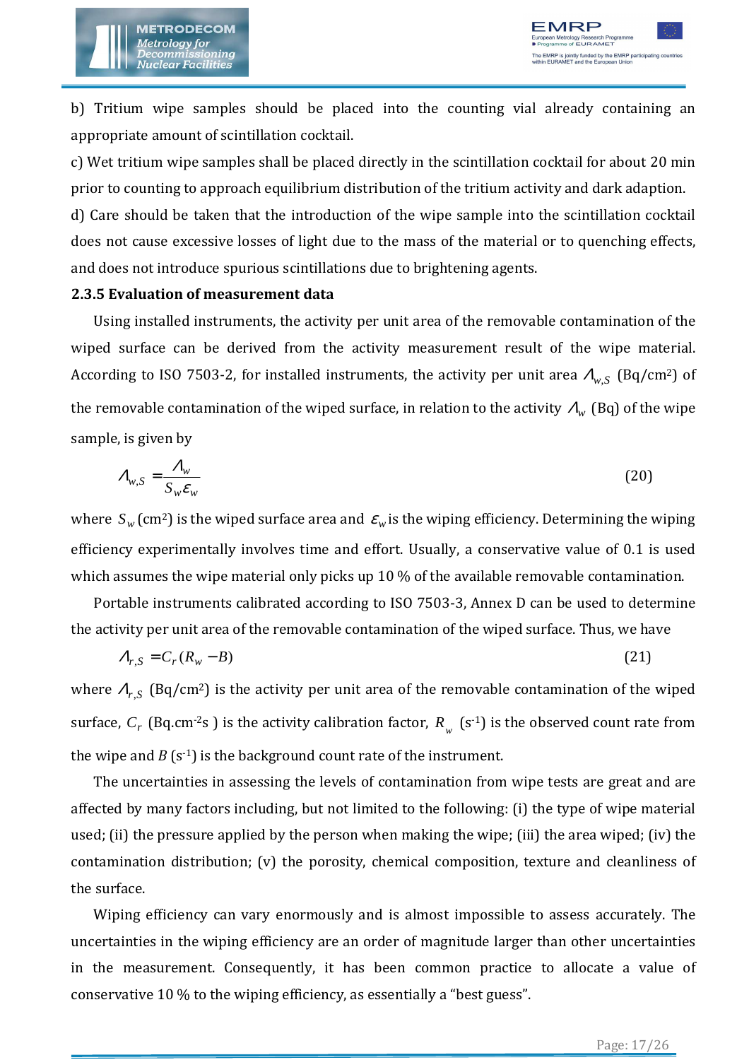b) Tritium wipe samples should be placed into the counting vial already containing an appropriate amount of scintillation cocktail.

c) Wet tritium wipe samples shall be placed directly in the scintillation cocktail for about 20 min prior to counting to approach equilibrium distribution of the tritium activity and dark adaption.

d) Care should be taken that the introduction of the wipe sample into the scintillation cocktail does not cause excessive losses of light due to the mass of the material or to quenching effects, and does not introduce spurious scintillations due to brightening agents.

### 2.3.5 Evaluation of measurement data

Using installed instruments, the activity per unit area of the removable contamination of the wiped surface can be derived from the activity measurement result of the wipe material. According to ISO 7503-2, for installed instruments, the activity per unit area $\Lambda_{w,S}$ (Bq/cm²) of the removable contamination of the wiped surface, in relation to the activity $\Lambda_w$ (Bq) of the wipe sample, is given by

$$\Lambda_{w,S} = \frac{\Lambda_w}{S_w \varepsilon_w} \tag{20}$$

where $S_w$ (cm²) is the wiped surface area and $\varepsilon_w$ is the wiping efficiency. Determining the wiping efficiency experimentally involves time and effort. Usually, a conservative value of 0.1 is used which assumes the wipe material only picks up 10 % of the available removable contamination.

Portable instruments calibrated according to ISO 7503-3, Annex D can be used to determine the activity per unit area of the removable contamination of the wiped surface. Thus, we have

$$\Lambda_{r,S} = C_r (R_w - B) \tag{21}$$

where $\Lambda_{r,S}$ (Bq/cm²) is the activity per unit area of the removable contamination of the wiped surface, $C_r$ (Bq.cm⁻²s ) is the activity calibration factor, $R_w$ (s⁻¹) is the observed count rate from the wipe and $B$ (s⁻¹) is the background count rate of the instrument.

The uncertainties in assessing the levels of contamination from wipe tests are great and are affected by many factors including, but not limited to the following: (i) the type of wipe material used; (ii) the pressure applied by the person when making the wipe; (iii) the area wiped; (iv) the contamination distribution; (v) the porosity, chemical composition, texture and cleanliness of the surface.

Wiping efficiency can vary enormously and is almost impossible to assess accurately. The uncertainties in the wiping efficiency are an order of magnitude larger than other uncertainties in the measurement. Consequently, it has been common practice to allocate a value of conservative 10 % to the wiping efficiency, as essentially a "best guess".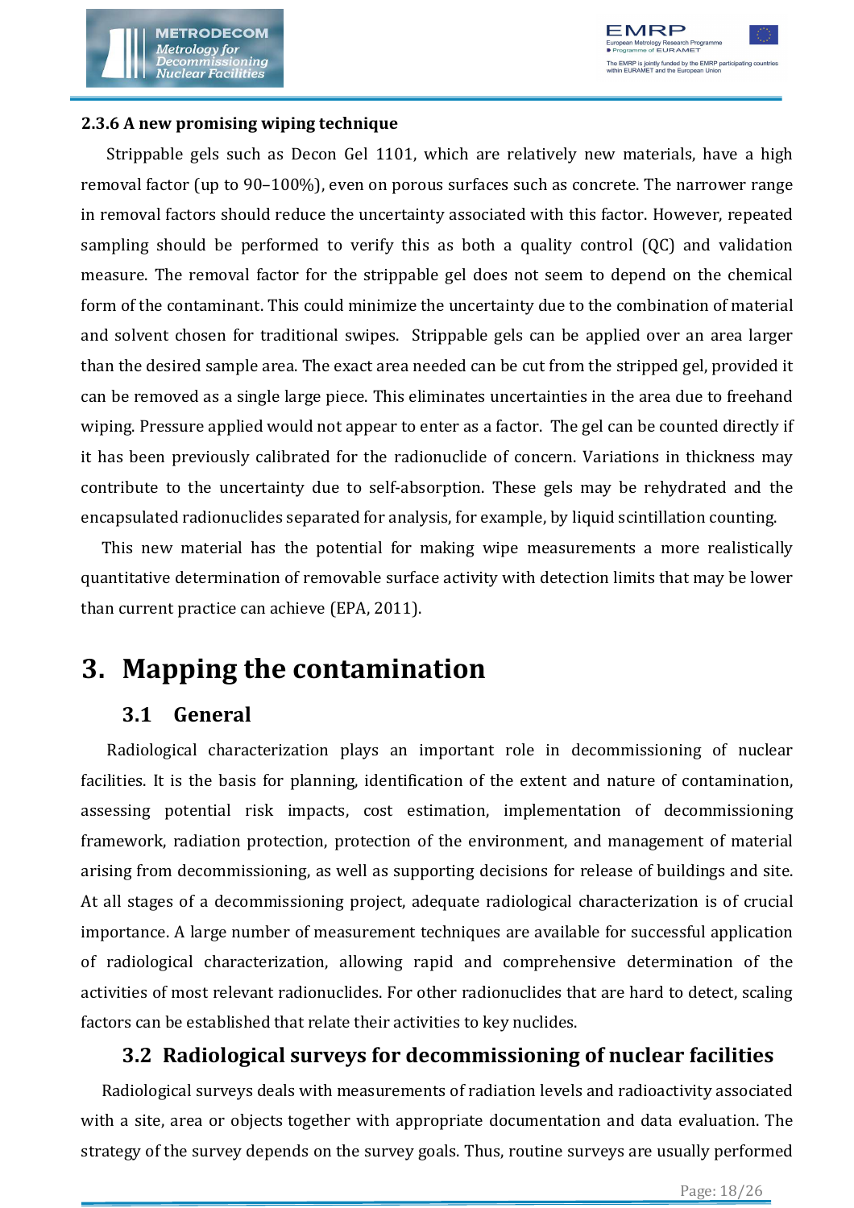### 2.3.6 A new promising wiping technique

Strippable gels such as Decon Gel 1101, which are relatively new materials, have a high removal factor (up to 90–100%), even on porous surfaces such as concrete. The narrower range in removal factors should reduce the uncertainty associated with this factor. However, repeated sampling should be performed to verify this as both a quality control (QC) and validation measure. The removal factor for the strippable gel does not seem to depend on the chemical form of the contaminant. This could minimize the uncertainty due to the combination of material and solvent chosen for traditional swipes. Strippable gels can be applied over an area larger than the desired sample area. The exact area needed can be cut from the stripped gel, provided it can be removed as a single large piece. This eliminates uncertainties in the area due to freehand wiping. Pressure applied would not appear to enter as a factor. The gel can be counted directly if it has been previously calibrated for the radionuclide of concern. Variations in thickness may contribute to the uncertainty due to self-absorption. These gels may be rehydrated and the encapsulated radionuclides separated for analysis, for example, by liquid scintillation counting.

This new material has the potential for making wipe measurements a more realistically quantitative determination of removable surface activity with detection limits that may be lower than current practice can achieve (EPA, 2011).

# 3. Mapping the contamination

## 3.1 General

Radiological characterization plays an important role in decommissioning of nuclear facilities. It is the basis for planning, identification of the extent and nature of contamination, assessing potential risk impacts, cost estimation, implementation of decommissioning framework, radiation protection, protection of the environment, and management of material arising from decommissioning, as well as supporting decisions for release of buildings and site. At all stages of a decommissioning project, adequate radiological characterization is of crucial importance. A large number of measurement techniques are available for successful application of radiological characterization, allowing rapid and comprehensive determination of the activities of most relevant radionuclides. For other radionuclides that are hard to detect, scaling factors can be established that relate their activities to key nuclides.

## 3.2 Radiological surveys for decommissioning of nuclear facilities

Radiological surveys deals with measurements of radiation levels and radioactivity associated with a site, area or objects together with appropriate documentation and data evaluation. The strategy of the survey depends on the survey goals. Thus, routine surveys are usually performed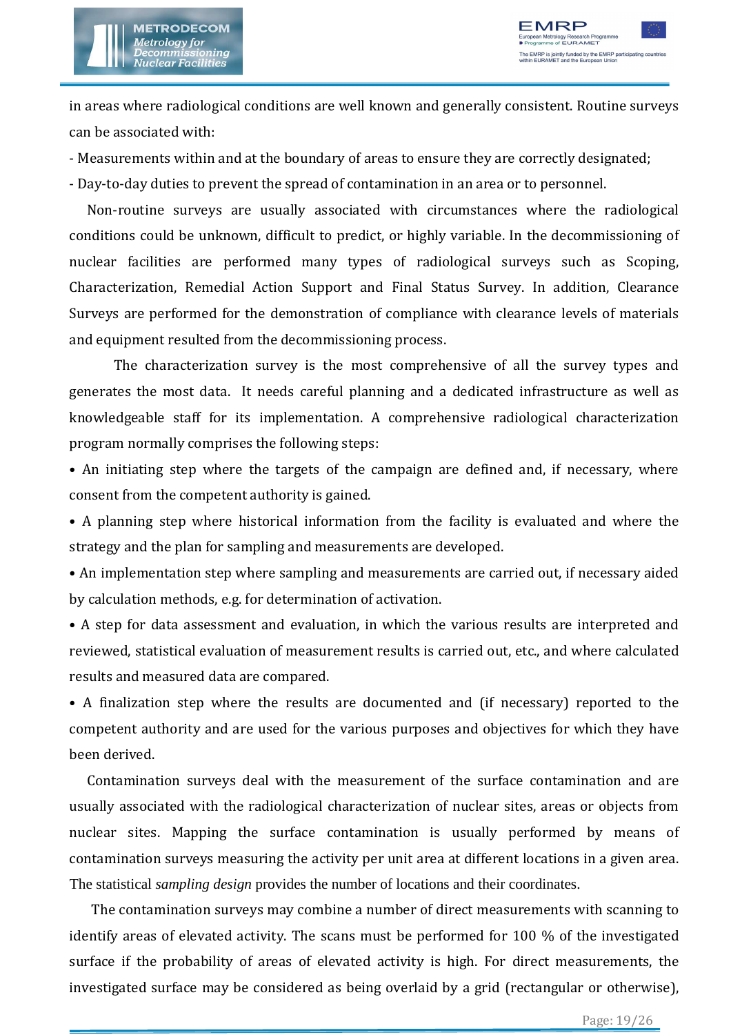in areas where radiological conditions are well known and generally consistent. Routine surveys can be associated with:

- Measurements within and at the boundary of areas to ensure they are correctly designated;
- Day-to-day duties to prevent the spread of contamination in an area or to personnel.

Non-routine surveys are usually associated with circumstances where the radiological conditions could be unknown, difficult to predict, or highly variable. In the decommissioning of nuclear facilities are performed many types of radiological surveys such as Scoping, Characterization, Remedial Action Support and Final Status Survey. In addition, Clearance Surveys are performed for the demonstration of compliance with clearance levels of materials and equipment resulted from the decommissioning process.

The characterization survey is the most comprehensive of all the survey types and generates the most data. It needs careful planning and a dedicated infrastructure as well as knowledgeable staff for its implementation. A comprehensive radiological characterization program normally comprises the following steps:

- An initiating step where the targets of the campaign are defined and, if necessary, where consent from the competent authority is gained.
- A planning step where historical information from the facility is evaluated and where the strategy and the plan for sampling and measurements are developed.
- An implementation step where sampling and measurements are carried out, if necessary aided by calculation methods, e.g. for determination of activation.
- A step for data assessment and evaluation, in which the various results are interpreted and reviewed, statistical evaluation of measurement results is carried out, etc., and where calculated results and measured data are compared.
- A finalization step where the results are documented and (if necessary) reported to the competent authority and are used for the various purposes and objectives for which they have been derived.

Contamination surveys deal with the measurement of the surface contamination and are usually associated with the radiological characterization of nuclear sites, areas or objects from nuclear sites. Mapping the surface contamination is usually performed by means of contamination surveys measuring the activity per unit area at different locations in a given area. The statistical *sampling design* provides the number of locations and their coordinates.

The contamination surveys may combine a number of direct measurements with scanning to identify areas of elevated activity. The scans must be performed for 100 % of the investigated surface if the probability of areas of elevated activity is high. For direct measurements, the investigated surface may be considered as being overlaid by a grid (rectangular or otherwise),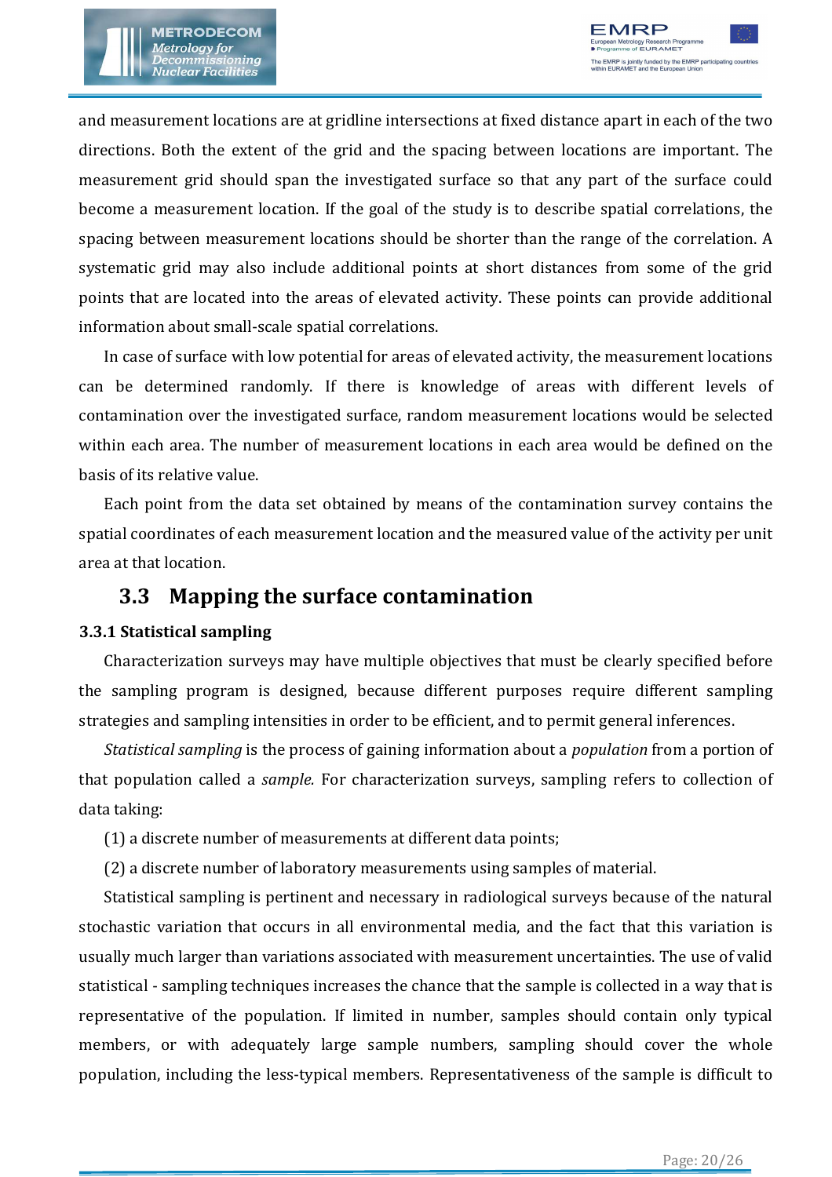and measurement locations are at gridline intersections at fixed distance apart in each of the two directions. Both the extent of the grid and the spacing between locations are important. The measurement grid should span the investigated surface so that any part of the surface could become a measurement location. If the goal of the study is to describe spatial correlations, the spacing between measurement locations should be shorter than the range of the correlation. A systematic grid may also include additional points at short distances from some of the grid points that are located into the areas of elevated activity. These points can provide additional information about small-scale spatial correlations.

In case of surface with low potential for areas of elevated activity, the measurement locations can be determined randomly. If there is knowledge of areas with different levels of contamination over the investigated surface, random measurement locations would be selected within each area. The number of measurement locations in each area would be defined on the basis of its relative value.

Each point from the data set obtained by means of the contamination survey contains the spatial coordinates of each measurement location and the measured value of the activity per unit area at that location.

## 3.3 Mapping the surface contamination

### 3.3.1 Statistical sampling

Characterization surveys may have multiple objectives that must be clearly specified before the sampling program is designed, because different purposes require different sampling strategies and sampling intensities in order to be efficient, and to permit general inferences.

*Statistical sampling* is the process of gaining information about a *population* from a portion of that population called a *sample.* For characterization surveys, sampling refers to collection of data taking:

(1) a discrete number of measurements at different data points;

(2) a discrete number of laboratory measurements using samples of material.

Statistical sampling is pertinent and necessary in radiological surveys because of the natural stochastic variation that occurs in all environmental media, and the fact that this variation is usually much larger than variations associated with measurement uncertainties. The use of valid statistical - sampling techniques increases the chance that the sample is collected in a way that is representative of the population. If limited in number, samples should contain only typical members, or with adequately large sample numbers, sampling should cover the whole population, including the less-typical members. Representativeness of the sample is difficult to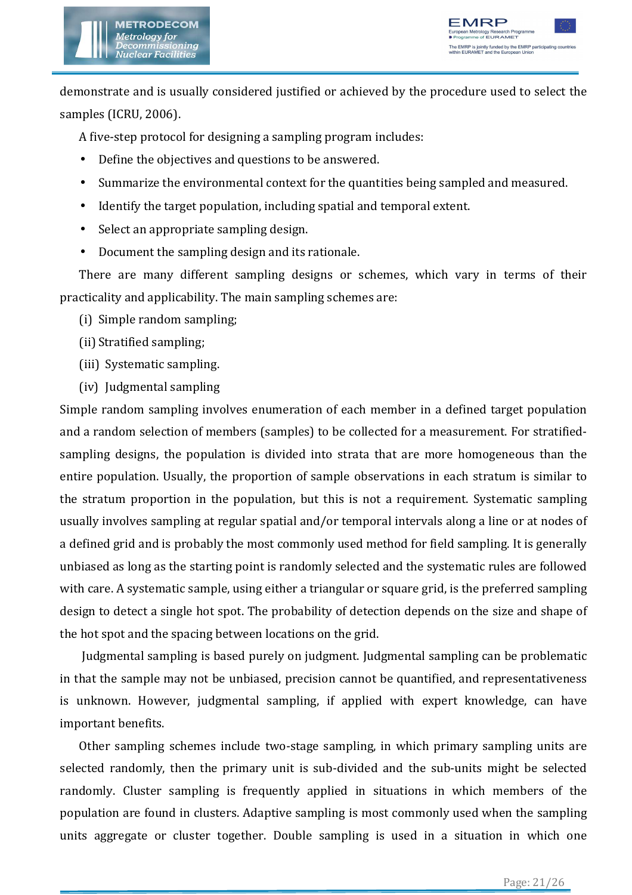demonstrate and is usually considered justified or achieved by the procedure used to select the samples (ICRU, 2006).

A five-step protocol for designing a sampling program includes:

- Define the objectives and questions to be answered.
- Summarize the environmental context for the quantities being sampled and measured.
- Identify the target population, including spatial and temporal extent.
- Select an appropriate sampling design.
- Document the sampling design and its rationale.

There are many different sampling designs or schemes, which vary in terms of their practicality and applicability. The main sampling schemes are:

(i) Simple random sampling;

(ii) Stratified sampling;

(iii) Systematic sampling.

(iv) Judgmental sampling

Simple random sampling involves enumeration of each member in a defined target population and a random selection of members (samples) to be collected for a measurement. For stratified-sampling designs, the population is divided into strata that are more homogeneous than the entire population. Usually, the proportion of sample observations in each stratum is similar to the stratum proportion in the population, but this is not a requirement. Systematic sampling usually involves sampling at regular spatial and/or temporal intervals along a line or at nodes of a defined grid and is probably the most commonly used method for field sampling. It is generally unbiased as long as the starting point is randomly selected and the systematic rules are followed with care. A systematic sample, using either a triangular or square grid, is the preferred sampling design to detect a single hot spot. The probability of detection depends on the size and shape of the hot spot and the spacing between locations on the grid.

Judgmental sampling is based purely on judgment. Judgmental sampling can be problematic in that the sample may not be unbiased, precision cannot be quantified, and representativeness is unknown. However, judgmental sampling, if applied with expert knowledge, can have important benefits.

Other sampling schemes include two-stage sampling, in which primary sampling units are selected randomly, then the primary unit is sub-divided and the sub-units might be selected randomly. Cluster sampling is frequently applied in situations in which members of the population are found in clusters. Adaptive sampling is most commonly used when the sampling units aggregate or cluster together. Double sampling is used in a situation in which one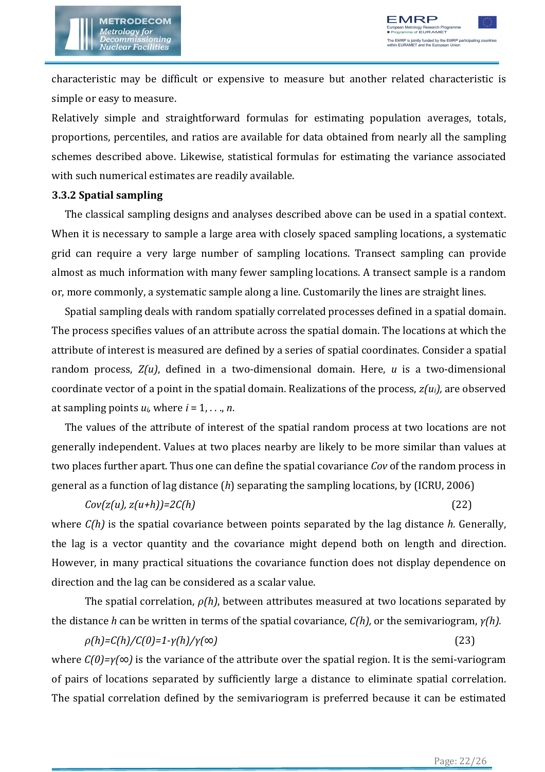characteristic may be difficult or expensive to measure but another related characteristic is simple or easy to measure.

Relatively simple and straightforward formulas for estimating population averages, totals, proportions, percentiles, and ratios are available for data obtained from nearly all the sampling schemes described above. Likewise, statistical formulas for estimating the variance associated with such numerical estimates are readily available.

### 3.3.2 Spatial sampling

The classical sampling designs and analyses described above can be used in a spatial context. When it is necessary to sample a large area with closely spaced sampling locations, a systematic grid can require a very large number of sampling locations. Transect sampling can provide almost as much information with many fewer sampling locations. A transect sample is a random or, more commonly, a systematic sample along a line. Customarily the lines are straight lines.

Spatial sampling deals with random spatially correlated processes defined in a spatial domain. The process specifies values of an attribute across the spatial domain. The locations at which the attribute of interest is measured are defined by a series of spatial coordinates. Consider a spatial random process, $Z(u)$, defined in a two-dimensional domain. Here, $u$ is a two-dimensional coordinate vector of a point in the spatial domain. Realizations of the process, $z(u_i)$, are observed at sampling points $u_i$, where $i = 1, \ldots, n$.

The values of the attribute of interest of the spatial random process at two locations are not generally independent. Values at two places nearby are likely to be more similar than values at two places further apart. Thus one can define the spatial covariance *Cov* of the random process in general as a function of lag distance ($h$) separating the sampling locations, by (ICRU, 2006)

$$Cov(z(u), z(u+h))=2C(h) \qquad (22)$$

where $C(h)$ is the spatial covariance between points separated by the lag distance $h$. Generally, the lag is a vector quantity and the covariance might depend both on length and direction. However, in many practical situations the covariance function does not display dependence on direction and the lag can be considered as a scalar value.

The spatial correlation, $\rho(h)$, between attributes measured at two locations separated by the distance $h$ can be written in terms of the spatial covariance, $C(h)$, or the semivariogram, $\gamma(h)$.

$$\rho(h)=C(h)/C(0)=1-\gamma(h)/\gamma(\infty) \qquad (23)$$

where $C(0)=\gamma(\infty)$ is the variance of the attribute over the spatial region. It is the semi-variogram of pairs of locations separated by sufficiently large a distance to eliminate spatial correlation. The spatial correlation defined by the semivariogram is preferred because it can be estimated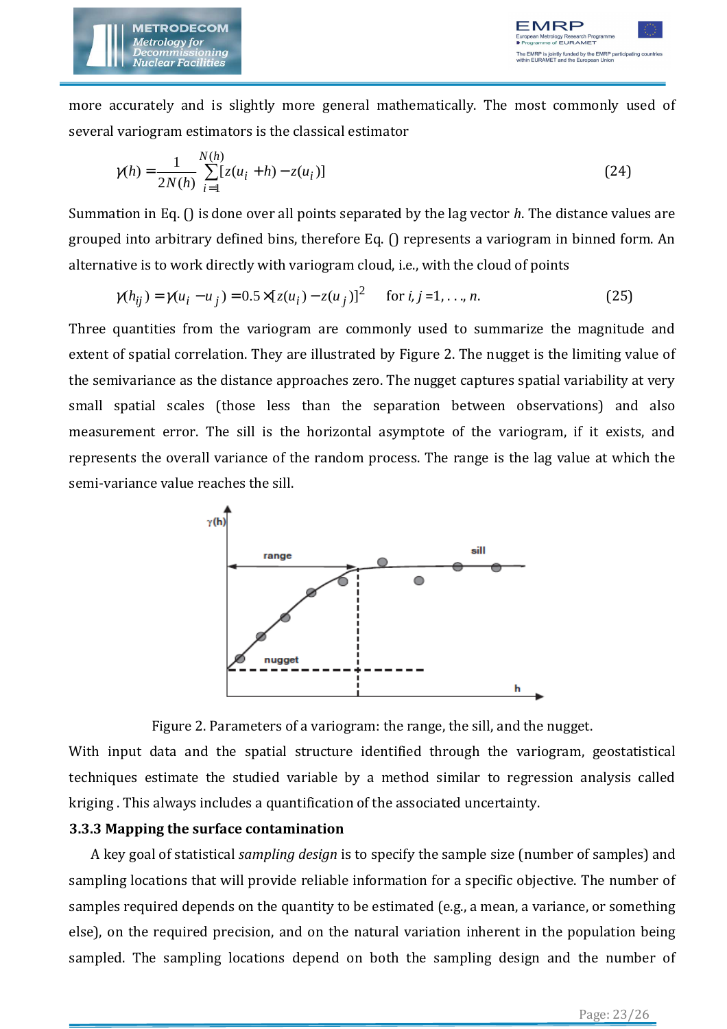more accurately and is slightly more general mathematically. The most commonly used of several variogram estimators is the classical estimator

$$\gamma(h) = \frac{1}{2N(h)} \sum_{i=1}^{N(h)} [z(u_i + h) - z(u_i)] \tag{24}$$

Summation in Eq. () is done over all points separated by the lag vector $h$. The distance values are grouped into arbitrary defined bins, therefore Eq. () represents a variogram in binned form. An alternative is to work directly with variogram cloud, i.e., with the cloud of points

$$\gamma(h_{ij}) = \gamma(u_i - u_j) = 0.5 \times [z(u_i) - z(u_j)]^2 \quad \text{for } i, j = 1, \ldots, n. \tag{25}$$

Three quantities from the variogram are commonly used to summarize the magnitude and extent of spatial correlation. They are illustrated by Figure 2. The nugget is the limiting value of the semivariance as the distance approaches zero. The nugget captures spatial variability at very small spatial scales (those less than the separation between observations) and also measurement error. The sill is the horizontal asymptote of the variogram, if it exists, and represents the overall variance of the random process. The range is the lag value at which the semi-variance value reaches the sill.

Figure 2. Parameters of a variogram: the range, the sill, and the nugget.

With input data and the spatial structure identified through the variogram, geostatistical techniques estimate the studied variable by a method similar to regression analysis called kriging . This always includes a quantification of the associated uncertainty.

### 3.3.3 Mapping the surface contamination

A key goal of statistical *sampling design* is to specify the sample size (number of samples) and sampling locations that will provide reliable information for a specific objective. The number of samples required depends on the quantity to be estimated (e.g., a mean, a variance, or something else), on the required precision, and on the natural variation inherent in the population being sampled. The sampling locations depend on both the sampling design and the number of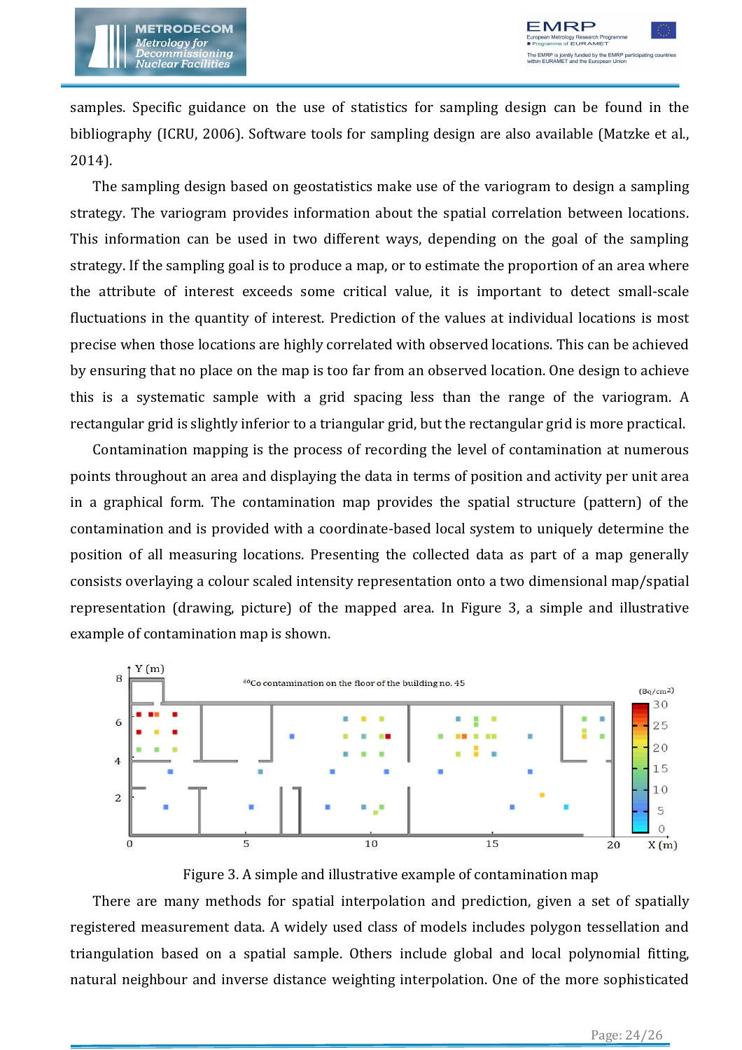samples. Specific guidance on the use of statistics for sampling design can be found in the bibliography (ICRU, 2006). Software tools for sampling design are also available (Matzke et al., 2014).

The sampling design based on geostatistics make use of the variogram to design a sampling strategy. The variogram provides information about the spatial correlation between locations. This information can be used in two different ways, depending on the goal of the sampling strategy. If the sampling goal is to produce a map, or to estimate the proportion of an area where the attribute of interest exceeds some critical value, it is important to detect small-scale fluctuations in the quantity of interest. Prediction of the values at individual locations is most precise when those locations are highly correlated with observed locations. This can be achieved by ensuring that no place on the map is too far from an observed location. One design to achieve this is a systematic sample with a grid spacing less than the range of the variogram. A rectangular grid is slightly inferior to a triangular grid, but the rectangular grid is more practical.

Contamination mapping is the process of recording the level of contamination at numerous points throughout an area and displaying the data in terms of position and activity per unit area in a graphical form. The contamination map provides the spatial structure (pattern) of the contamination and is provided with a coordinate-based local system to uniquely determine the position of all measuring locations. Presenting the collected data as part of a map generally consists overlaying a colour scaled intensity representation onto a two dimensional map/spatial representation (drawing, picture) of the mapped area. In Figure 3, a simple and illustrative example of contamination map is shown.

Figure 3. A simple and illustrative example of contamination map

There are many methods for spatial interpolation and prediction, given a set of spatially registered measurement data. A widely used class of models includes polygon tessellation and triangulation based on a spatial sample. Others include global and local polynomial fitting, natural neighbour and inverse distance weighting interpolation. One of the more sophisticated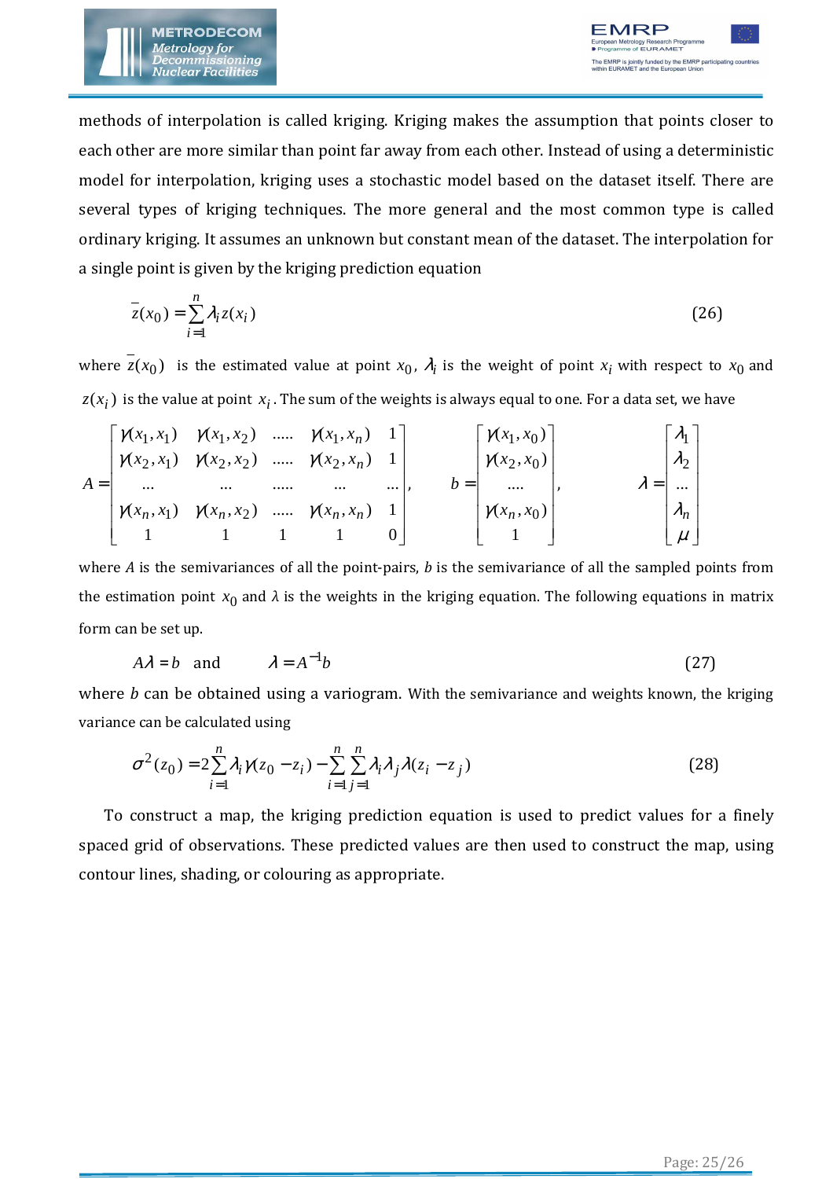methods of interpolation is called kriging. Kriging makes the assumption that points closer to each other are more similar than point far away from each other. Instead of using a deterministic model for interpolation, kriging uses a stochastic model based on the dataset itself. There are several types of kriging techniques. The more general and the most common type is called ordinary kriging. It assumes an unknown but constant mean of the dataset. The interpolation for a single point is given by the kriging prediction equation

$$\bar{z}(x_0) = \sum_{i=1}^{n} \lambda_i z(x_i) \tag{26}$$

where $\bar{z}(x_0)$ is the estimated value at point $x_0$, $\lambda_i$ is the weight of point $x_i$ with respect to $x_0$ and $z(x_i)$ is the value at point $x_i$. The sum of the weights is always equal to one. For a data set, we have

$$A = \begin{bmatrix} \gamma(x_1,x_1) & \gamma(x_1,x_2) & \ldots\ldots & \gamma(x_1,x_n) & 1 \\ \gamma(x_2,x_1) & \gamma(x_2,x_2) & \ldots\ldots & \gamma(x_2,x_n) & 1 \\ \ldots & \ldots & \ldots\ldots & \ldots & \ldots \\ \gamma(x_n,x_1) & \gamma(x_n,x_2) & \ldots\ldots & \gamma(x_n,x_n) & 1 \\ 1 & 1 & 1 & 1 & 0 \end{bmatrix}, \qquad b = \begin{bmatrix} \gamma(x_1,x_0) \\ \gamma(x_2,x_0) \\ \ldots\ldots \\ \gamma(x_n,x_0) \\ 1 \end{bmatrix}, \qquad \lambda = \begin{bmatrix} \lambda_1 \\ \lambda_2 \\ \ldots \\ \lambda_n \\ \mu \end{bmatrix}$$

where $A$ is the semivariances of all the point-pairs, $b$ is the semivariance of all the sampled points from the estimation point $x_0$ and $\lambda$ is the weights in the kriging equation. The following equations in matrix form can be set up.

$$A\lambda = b \quad \text{and} \qquad \lambda = A^{-1}b \tag{27}$$

where $b$ can be obtained using a variogram. With the semivariance and weights known, the kriging variance can be calculated using

$$\sigma^2(z_0) = 2\sum_{i=1}^{n} \lambda_i \gamma(z_0 - z_i) - \sum_{i=1}^{n}\sum_{j=1}^{n} \lambda_i \lambda_j \lambda(z_i - z_j) \tag{28}$$

To construct a map, the kriging prediction equation is used to predict values for a finely spaced grid of observations. These predicted values are then used to construct the map, using contour lines, shading, or colouring as appropriate.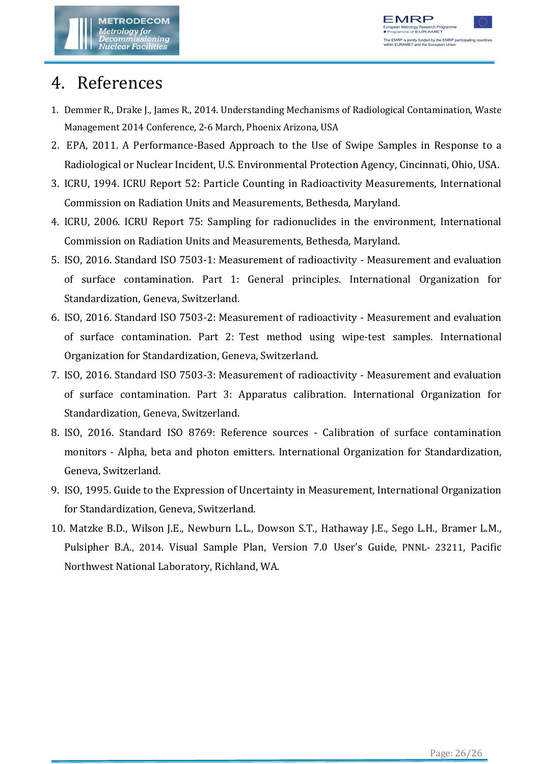# 4. References

1. Demmer R., Drake J., James R., 2014. Understanding Mechanisms of Radiological Contamination, Waste Management 2014 Conference, 2-6 March, Phoenix Arizona, USA
2. EPA, 2011. A Performance-Based Approach to the Use of Swipe Samples in Response to a Radiological or Nuclear Incident, U.S. Environmental Protection Agency, Cincinnati, Ohio, USA.
3. ICRU, 1994. ICRU Report 52: Particle Counting in Radioactivity Measurements, International Commission on Radiation Units and Measurements, Bethesda, Maryland.
4. ICRU, 2006. ICRU Report 75: Sampling for radionuclides in the environment, International Commission on Radiation Units and Measurements, Bethesda, Maryland.
5. ISO, 2016. Standard ISO 7503-1: Measurement of radioactivity - Measurement and evaluation of surface contamination. Part 1: General principles. International Organization for Standardization, Geneva, Switzerland.
6. ISO, 2016. Standard ISO 7503-2: Measurement of radioactivity - Measurement and evaluation of surface contamination. Part 2: Test method using wipe-test samples. International Organization for Standardization, Geneva, Switzerland.
7. ISO, 2016. Standard ISO 7503-3: Measurement of radioactivity - Measurement and evaluation of surface contamination. Part 3: Apparatus calibration. International Organization for Standardization, Geneva, Switzerland.
8. ISO, 2016. Standard ISO 8769: Reference sources - Calibration of surface contamination monitors - Alpha, beta and photon emitters. International Organization for Standardization, Geneva, Switzerland.
9. ISO, 1995. Guide to the Expression of Uncertainty in Measurement, International Organization for Standardization, Geneva, Switzerland.
10. Matzke B.D., Wilson J.E., Newburn L.L., Dowson S.T., Hathaway J.E., Sego L.H., Bramer L.M., Pulsipher B.A., 2014. Visual Sample Plan, Version 7.0 User's Guide, PNNL- 23211, Pacific Northwest National Laboratory, Richland, WA.